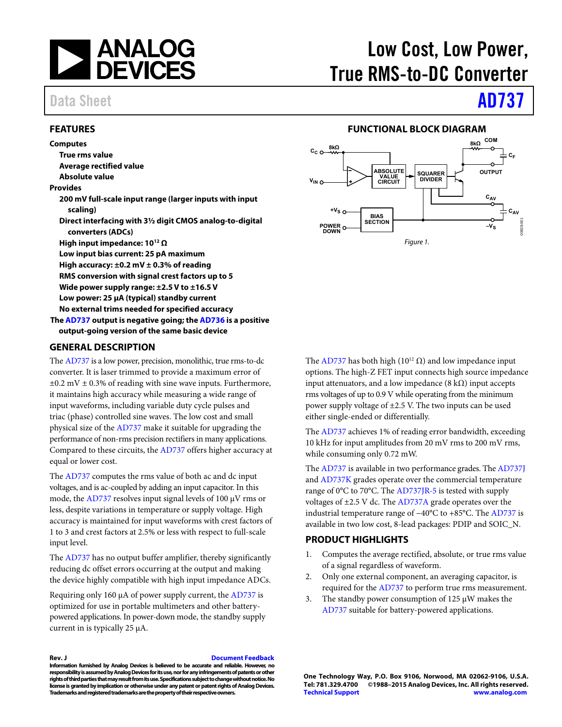# Low Cost, Low Power, True RMS-to-DC Converter

Data Sheet **AD737**

## FEATURES

**Computes**
- **True rms value**
- **Average rectified value**
- **Absolute value**

**Provides**
- **200 mV full-scale input range (larger inputs with input scaling)**
- **Direct interfacing with 3½ digit CMOS analog-to-digital converters (ADCs)**
- **High input impedance: $10^{12}$ Ω**
- **Low input bias current: 25 pA maximum**
- **High accuracy: ±0.2 mV ± 0.3% of reading**
- **RMS conversion with signal crest factors up to 5**
- **Wide power supply range: ±2.5 V to ±16.5 V**
- **Low power: 25 µA (typical) standby current**
- **No external trims needed for specified accuracy**

**The AD737 output is negative going; the AD736 is a positive output-going version of the same basic device**

## FUNCTIONAL BLOCK DIAGRAM

*Figure 1.*

## GENERAL DESCRIPTION

The AD737 is a low power, precision, monolithic, true rms-to-dc converter. It is laser trimmed to provide a maximum error of ±0.2 mV ± 0.3% of reading with sine wave inputs. Furthermore, it maintains high accuracy while measuring a wide range of input waveforms, including variable duty cycle pulses and triac (phase) controlled sine waves. The low cost and small physical size of the AD737 make it suitable for upgrading the performance of non-rms precision rectifiers in many applications. Compared to these circuits, the AD737 offers higher accuracy at equal or lower cost.

The AD737 computes the rms value of both ac and dc input voltages, and is ac-coupled by adding an input capacitor. In this mode, the AD737 resolves input signal levels of 100 µV rms or less, despite variations in temperature or supply voltage. High accuracy is maintained for input waveforms with crest factors of 1 to 3 and crest factors at 2.5% or less with respect to full-scale input level.

The AD737 has no output buffer amplifier, thereby significantly reducing dc offset errors occurring at the output and making the device highly compatible with high input impedance ADCs.

Requiring only 160 µA of power supply current, the AD737 is optimized for use in portable multimeters and other battery-powered applications. In power-down mode, the standby supply current in is typically 25 µA.

The AD737 has both high ($10^{12}$ Ω) and low impedance input options. The high-Z FET input connects high source impedance input attenuators, and a low impedance (8 kΩ) input accepts rms voltages of up to 0.9 V while operating from the minimum power supply voltage of ±2.5 V. The two inputs can be used either single-ended or differentially.

The AD737 achieves 1% of reading error bandwidth, exceeding 10 kHz for input amplitudes from 20 mV rms to 200 mV rms, while consuming only 0.72 mW.

The AD737 is available in two performance grades. The AD737J and AD737K grades operate over the commercial temperature range of 0°C to 70°C. The AD737JR-5 is tested with supply voltages of ±2.5 V dc. The AD737A grade operates over the industrial temperature range of −40°C to +85°C. The AD737 is available in two low cost, 8-lead packages: PDIP and SOIC_N.

## PRODUCT HIGHLIGHTS

1. Computes the average rectified, absolute, or true rms value of a signal regardless of waveform.
2. Only one external component, an averaging capacitor, is required for the AD737 to perform true rms measurement.
3. The standby power consumption of 125 µW makes the AD737 suitable for battery-powered applications.

**Rev. J** Document Feedback

**Information furnished by Analog Devices is believed to be accurate and reliable. However, no responsibility is assumed by Analog Devices for its use, nor for any infringements of patents or other rights of third parties that may result from its use. Specifications subject to change without notice. No license is granted by implication or otherwise under any patent or patent rights of Analog Devices. Trademarks and registered trademarks are the property of their respective owners.**

**One Technology Way, P.O. Box 9106, Norwood, MA 02062-9106, U.S.A.**
**Tel: 781.329.4700 ©1988–2015 Analog Devices, Inc. All rights reserved.**
**Technical Support www.analog.com**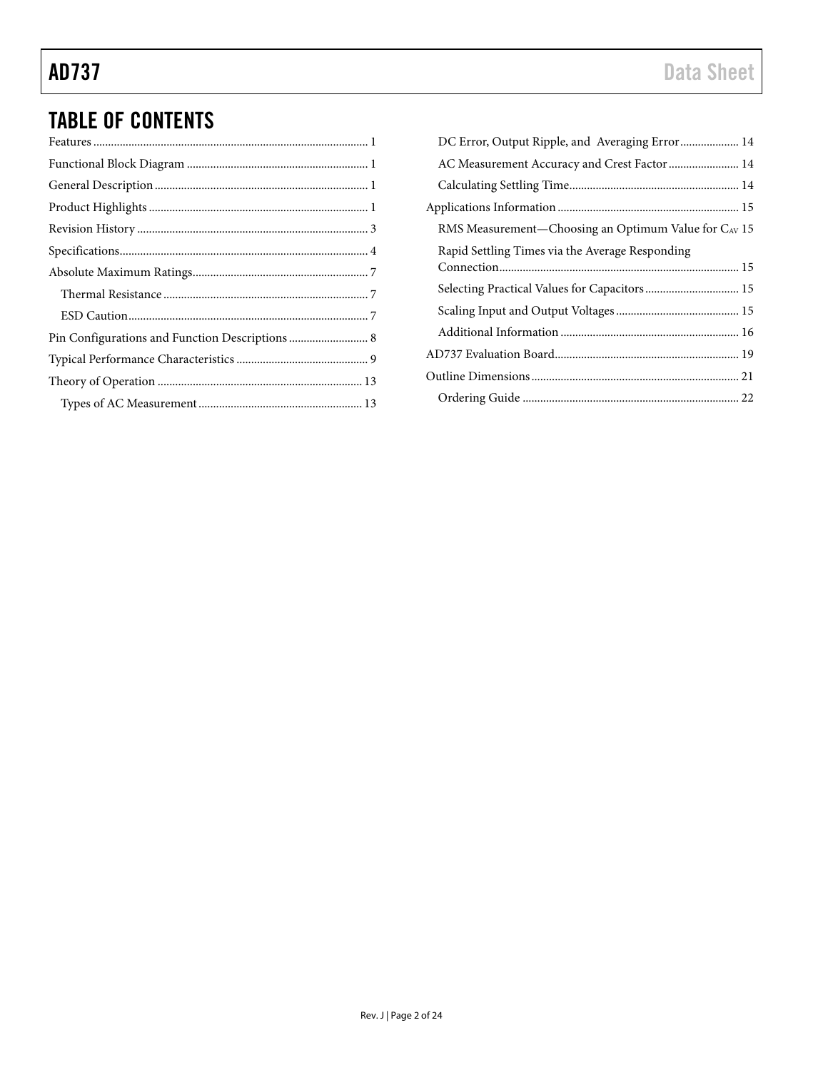## TABLE OF CONTENTS

Features ........ 1
Functional Block Diagram ........ 1
General Description ........ 1
Product Highlights ........ 1
Revision History ........ 3
Specifications ........ 4
Absolute Maximum Ratings ........ 7
- Thermal Resistance ........ 7
- ESD Caution ........ 7

Pin Configurations and Function Descriptions ........ 8
Typical Performance Characteristics ........ 9
Theory of Operation ........ 13
- Types of AC Measurement ........ 13
- DC Error, Output Ripple, and Averaging Error ........ 14
- AC Measurement Accuracy and Crest Factor ........ 14
- Calculating Settling Time ........ 14

Applications Information ........ 15
- RMS Measurement—Choosing an Optimum Value for $C_{AV}$ 15
- Rapid Settling Times via the Average Responding Connection ........ 15
- Selecting Practical Values for Capacitors ........ 15
- Scaling Input and Output Voltages ........ 15
- Additional Information ........ 16

AD737 Evaluation Board ........ 19
Outline Dimensions ........ 21
- Ordering Guide ........ 22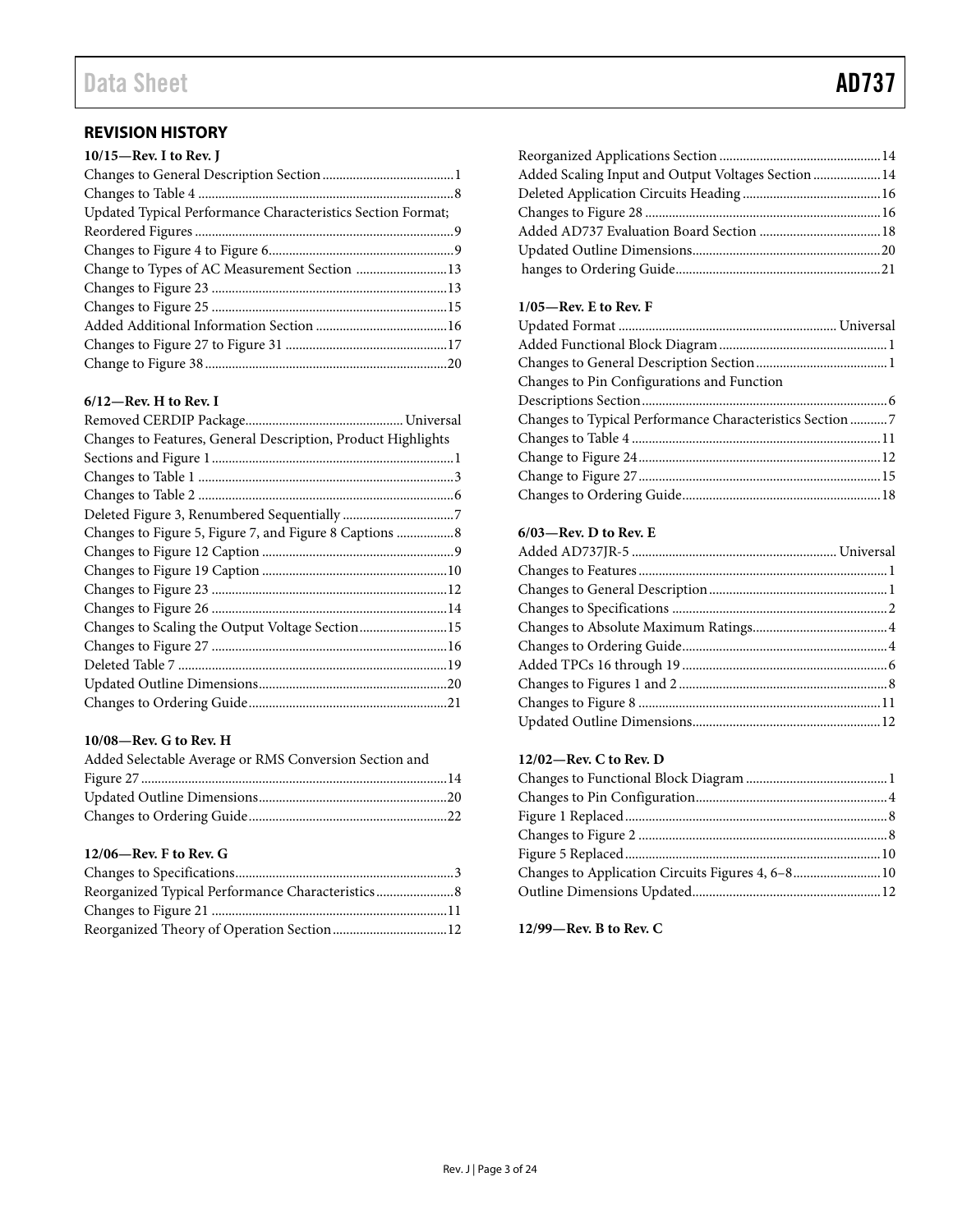## REVISION HISTORY

**10/15—Rev. I to Rev. J**

Changes to General Description Section ....................................... 1
Changes to Table 4 ........................................................................... 8
Updated Typical Performance Characteristics Section Format; Reordered Figures ............................................................................ 9
Changes to Figure 4 to Figure 6....................................................... 9
Change to Types of AC Measurement Section ........................... 13
Changes to Figure 23 ..................................................................... 13
Changes to Figure 25 ..................................................................... 15
Added Additional Information Section ....................................... 16
Changes to Figure 27 to Figure 31 ................................................ 17
Change to Figure 38 ....................................................................... 20

**6/12—Rev. H to Rev. I**

Removed CERDIP Package.............................................. Universal
Changes to Features, General Description, Product Highlights Sections and Figure 1 ....................................................................... 1
Changes to Table 1 ........................................................................... 3
Changes to Table 2 ........................................................................... 6
Deleted Figure 3, Renumbered Sequentially ................................. 7
Changes to Figure 5, Figure 7, and Figure 8 Captions ................. 8
Changes to Figure 12 Caption ......................................................... 9
Changes to Figure 19 Caption ....................................................... 10
Changes to Figure 23 ..................................................................... 12
Changes to Figure 26 ..................................................................... 14
Changes to Scaling the Output Voltage Section.......................... 15
Changes to Figure 27 ..................................................................... 16
Deleted Table 7 ............................................................................... 19
Updated Outline Dimensions........................................................ 20
Changes to Ordering Guide........................................................... 21

**10/08—Rev. G to Rev. H**

Added Selectable Average or RMS Conversion Section and Figure 27 ......................................................................................... 14
Updated Outline Dimensions........................................................ 20
Changes to Ordering Guide........................................................... 22

**12/06—Rev. F to Rev. G**

Changes to Specifications................................................................. 3
Reorganized Typical Performance Characteristics....................... 8
Changes to Figure 21 ..................................................................... 11
Reorganized Theory of Operation Section.................................. 12
Reorganized Applications Section ................................................ 14
Added Scaling Input and Output Voltages Section .................... 14
Deleted Application Circuits Heading ......................................... 16
Changes to Figure 28 ..................................................................... 16
Added AD737 Evaluation Board Section .................................... 18
Updated Outline Dimensions........................................................ 20
hanges to Ordering Guide............................................................. 21

**1/05—Rev. E to Rev. F**

Updated Format ................................................................ Universal
Added Functional Block Diagram .................................................. 1
Changes to General Description Section ....................................... 1
Changes to Pin Configurations and Function Descriptions Section......................................................................... 6
Changes to Typical Performance Characteristics Section ........... 7
Changes to Table 4 ......................................................................... 11
Change to Figure 24........................................................................ 12
Change to Figure 27........................................................................ 15
Changes to Ordering Guide........................................................... 18

**6/03—Rev. D to Rev. E**

Added AD737JR-5 ............................................................ Universal
Changes to Features.......................................................................... 1
Changes to General Description ..................................................... 1
Changes to Specifications ................................................................ 2
Changes to Absolute Maximum Ratings......................................... 4
Changes to Ordering Guide............................................................. 4
Added TPCs 16 through 19 ............................................................. 6
Changes to Figures 1 and 2 .............................................................. 8
Changes to Figure 8 ....................................................................... 11
Updated Outline Dimensions........................................................ 12

**12/02—Rev. C to Rev. D**

Changes to Functional Block Diagram .......................................... 1
Changes to Pin Configuration......................................................... 4
Figure 1 Replaced............................................................................. 8
Changes to Figure 2 ......................................................................... 8
Figure 5 Replaced........................................................................... 10
Changes to Application Circuits Figures 4, 6–8.......................... 10
Outline Dimensions Updated........................................................ 12

**12/99—Rev. B to Rev. C**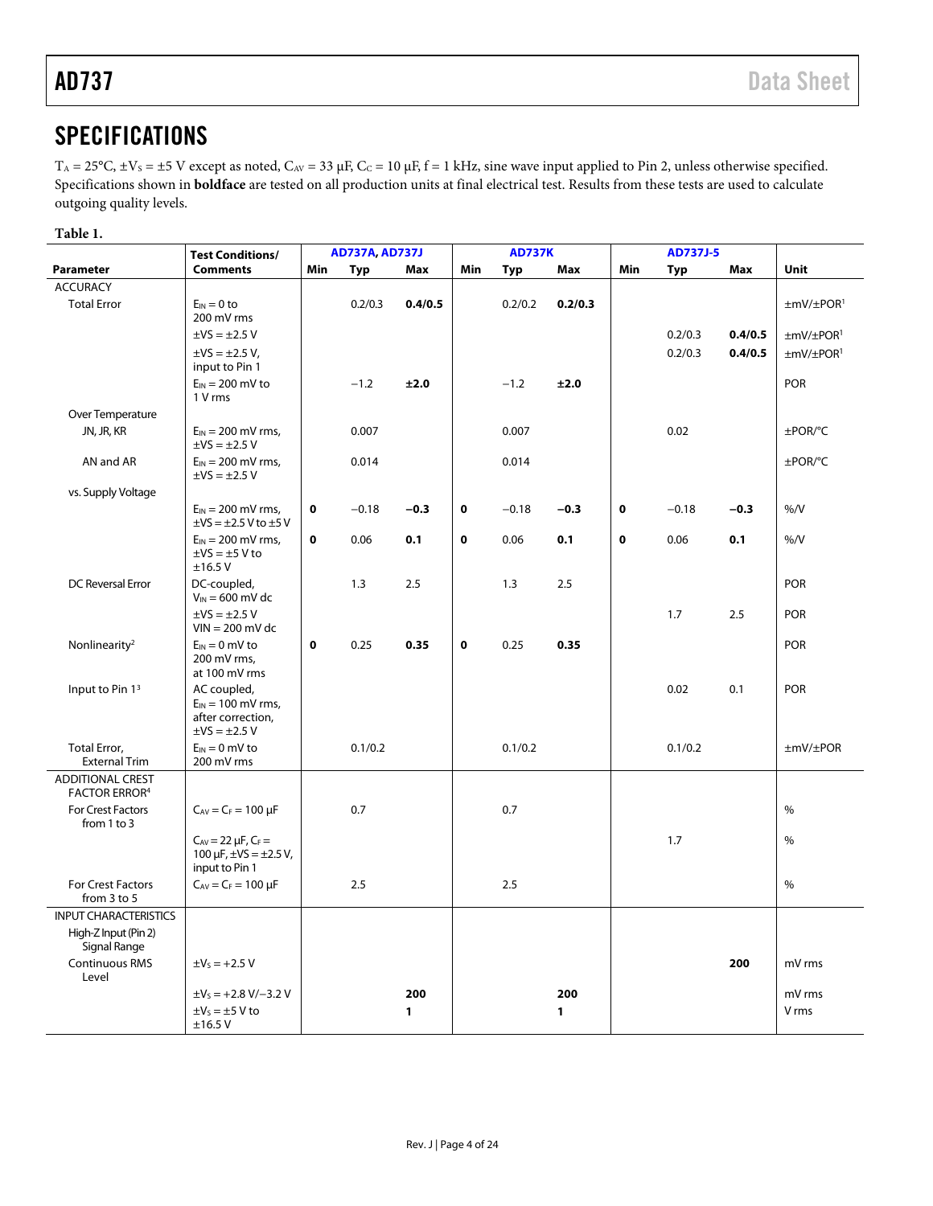# SPECIFICATIONS

$T_A$ = 25°C, ±$V_S$ = ±5 V except as noted, $C_{AV}$ = 33 µF, $C_C$ = 10 µF, f = 1 kHz, sine wave input applied to Pin 2, unless otherwise specified. Specifications shown in **boldface** are tested on all production units at final electrical test. Results from these tests are used to calculate outgoing quality levels.

**Table 1.**

| Parameter | Test Conditions/ Comments | AD737A, AD737J | | | AD737K | | | AD737J-5 | | | Unit |
|---|---|---|---|---|---|---|---|---|---|---|---|
| | | Min | Typ | Max | Min | Typ | Max | Min | Typ | Max | |
| ACCURACY | | | | | | | | | | | |
| Total Error | $E_{IN}$ = 0 to 200 mV rms | | 0.2/0.3 | **0.4/0.5** | | 0.2/0.2 | **0.2/0.3** | | | | ±mV/±POR[1] |
| | ±VS = ±2.5 V | | | | | | | | 0.2/0.3 | **0.4/0.5** | ±mV/±POR[1] |
| | ±VS = ±2.5 V, input to Pin 1 | | | | | | | | 0.2/0.3 | **0.4/0.5** | ±mV/±POR[1] |
| | $E_{IN}$ = 200 mV to 1 V rms | | −1.2 | **±2.0** | | −1.2 | **±2.0** | | | | POR |
| Over Temperature | | | | | | | | | | | |
| JN, JR, KR | $E_{IN}$ = 200 mV rms, ±VS = ±2.5 V | | 0.007 | | | 0.007 | | | 0.02 | | ±POR/°C |
| AN and AR | $E_{IN}$ = 200 mV rms, ±VS = ±2.5 V | | 0.014 | | | 0.014 | | | | | ±POR/°C |
| vs. Supply Voltage | | | | | | | | | | | |
| | $E_{IN}$ = 200 mV rms, ±VS = ±2.5 V to ±5 V | **0** | −0.18 | **−0.3** | **0** | −0.18 | **−0.3** | **0** | −0.18 | **−0.3** | %/V |
| | $E_{IN}$ = 200 mV rms, ±VS = ±5 V to ±16.5 V | **0** | 0.06 | **0.1** | **0** | 0.06 | **0.1** | **0** | 0.06 | **0.1** | %/V |
| DC Reversal Error | DC-coupled, $V_{IN}$ = 600 mV dc | | 1.3 | 2.5 | | 1.3 | 2.5 | | | | POR |
| | ±VS = ±2.5 V VIN = 200 mV dc | | | | | | | | 1.7 | 2.5 | POR |
| Nonlinearity[2] | $E_{IN}$ = 0 mV to 200 mV rms, at 100 mV rms | **0** | 0.25 | **0.35** | **0** | 0.25 | **0.35** | | | | POR |
| Input to Pin 1[3] | AC coupled, $E_{IN}$ = 100 mV rms, after correction, ±VS = ±2.5 V | | | | | | | | 0.02 | 0.1 | POR |
| Total Error, External Trim | $E_{IN}$ = 0 mV to 200 mV rms | | 0.1/0.2 | | | 0.1/0.2 | | | 0.1/0.2 | | ±mV/±POR |
| ADDITIONAL CREST FACTOR ERROR[4] | | | | | | | | | | | |
| For Crest Factors from 1 to 3 | $C_{AV}$ = $C_F$ = 100 µF | | 0.7 | | | 0.7 | | | | | % |
| | $C_{AV}$ = 22 µF, $C_F$ = 100 µF, ±VS = ±2.5 V, input to Pin 1 | | | | | | | | 1.7 | | % |
| For Crest Factors from 3 to 5 | $C_{AV}$ = $C_F$ = 100 µF | | 2.5 | | | 2.5 | | | | | % |
| INPUT CHARACTERISTICS | | | | | | | | | | | |
| High-Z Input (Pin 2) Signal Range | | | | | | | | | | | |
| Continuous RMS Level | ±$V_S$ = +2.5 V | | | | | | | | | **200** | mV rms |
| | ±$V_S$ = +2.8 V/−3.2 V | | | **200** | | | **200** | | | | mV rms |
| | ±$V_S$ = ±5 V to ±16.5 V | | | **1** | | | **1** | | | | V rms |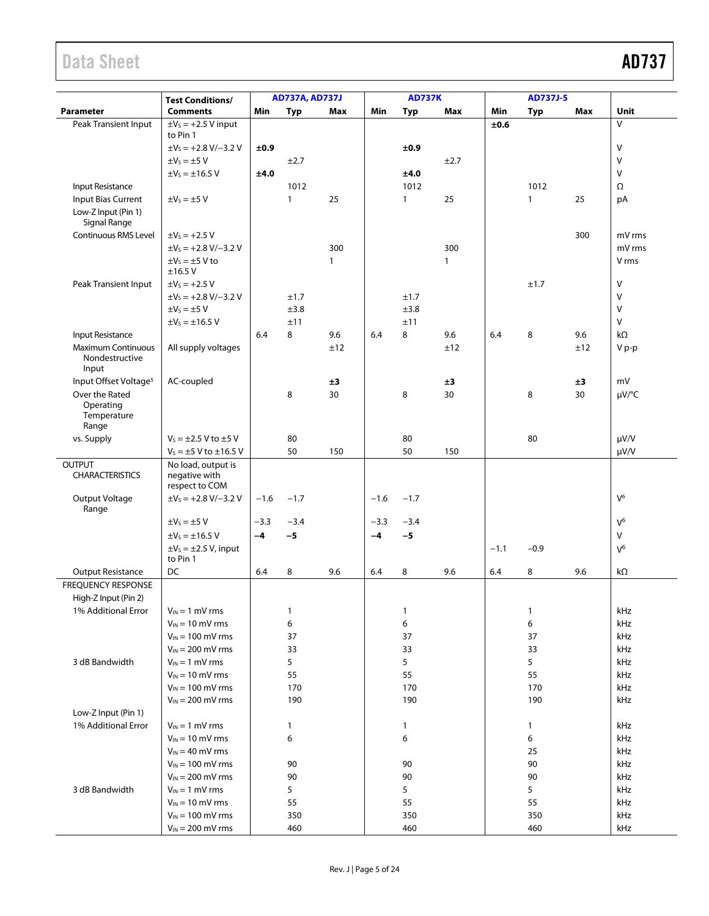| Parameter | Test Conditions/ Comments | AD737A, AD737J Min | Typ | Max | AD737K Min | Typ | Max | AD737J-5 Min | Typ | Max | Unit |
|---|---|---|---|---|---|---|---|---|---|---|---|
| Peak Transient Input | $\pm V_S$ = +2.5 V input to Pin 1 | | | | | | | **±0.6** | | | V |
| | $\pm V_S$ = +2.8 V/−3.2 V | **±0.9** | | | **±0.9** | | | | | | V |
| | $\pm V_S$ = ±5 V | | ±2.7 | | | ±2.7 | | | | | V |
| | $\pm V_S$ = ±16.5 V | **±4.0** | | | **±4.0** | | | | | | V |
| Input Resistance | | | 1012 | | | 1012 | | | 1012 | | Ω |
| Input Bias Current | $\pm V_S$ = ±5 V | | 1 | 25 | | 1 | 25 | | 1 | 25 | pA |
| Low-Z Input (Pin 1) Signal Range | | | | | | | | | | | |
| Continuous RMS Level | $\pm V_S$ = +2.5 V | | | | | | | | | 300 | mV rms |
| | $\pm V_S$ = +2.8 V/−3.2 V | | | 300 | | | 300 | | | | mV rms |
| | $\pm V_S$ = ±5 V to ±16.5 V | | | 1 | | | 1 | | | | V rms |
| Peak Transient Input | $\pm V_S$ = +2.5 V | | | | | | | | ±1.7 | | V |
| | $\pm V_S$ = +2.8 V/−3.2 V | | ±1.7 | | | ±1.7 | | | | | V |
| | $\pm V_S$ = ±5 V | | ±3.8 | | | ±3.8 | | | | | V |
| | $\pm V_S$ = ±16.5 V | | ±11 | | | ±11 | | | | | V |
| Input Resistance | | 6.4 | 8 | 9.6 | 6.4 | 8 | 9.6 | 6.4 | 8 | 9.6 | kΩ |
| Maximum Continuous Nondestructive Input | All supply voltages | | | ±12 | | | ±12 | | | ±12 | V p-p |
| Input Offset Voltage[5] | AC-coupled | | | **±3** | | | **±3** | | | **±3** | mV |
| Over the Rated Operating Temperature Range | | | 8 | 30 | | 8 | 30 | | 8 | 30 | µV/°C |
| vs. Supply | $V_S$ = ±2.5 V to ±5 V | | 80 | | | 80 | | | 80 | | µV/V |
| | $V_S$ = ±5 V to ±16.5 V | | 50 | 150 | | 50 | 150 | | | | µV/V |
| OUTPUT CHARACTERISTICS | No load, output is negative with respect to COM | | | | | | | | | | |
| Output Voltage Range | $\pm V_S$ = +2.8 V/−3.2 V | −1.6 | −1.7 | | −1.6 | −1.7 | | | | | V[6] |
| | $\pm V_S$ = ±5 V | −3.3 | −3.4 | | −3.3 | −3.4 | | | | | V[6] |
| | $\pm V_S$ = ±16.5 V | **−4** | **−5** | | **−4** | **−5** | | | | | V |
| | $\pm V_S$ = ±2.5 V, input to Pin 1 | | | | | | | −1.1 | −0.9 | | V[6] |
| Output Resistance | DC | 6.4 | 8 | 9.6 | 6.4 | 8 | 9.6 | 6.4 | 8 | 9.6 | kΩ |
| FREQUENCY RESPONSE | | | | | | | | | | | |
| High-Z Input (Pin 2) | | | | | | | | | | | |
| 1% Additional Error | $V_{IN}$ = 1 mV rms | | 1 | | | 1 | | | 1 | | kHz |
| | $V_{IN}$ = 10 mV rms | | 6 | | | 6 | | | 6 | | kHz |
| | $V_{IN}$ = 100 mV rms | | 37 | | | 37 | | | 37 | | kHz |
| | $V_{IN}$ = 200 mV rms | | 33 | | | 33 | | | 33 | | kHz |
| 3 dB Bandwidth | $V_{IN}$ = 1 mV rms | | 5 | | | 5 | | | 5 | | kHz |
| | $V_{IN}$ = 10 mV rms | | 55 | | | 55 | | | 55 | | kHz |
| | $V_{IN}$ = 100 mV rms | | 170 | | | 170 | | | 170 | | kHz |
| | $V_{IN}$ = 200 mV rms | | 190 | | | 190 | | | 190 | | kHz |
| Low-Z Input (Pin 1) | | | | | | | | | | | |
| 1% Additional Error | $V_{IN}$ = 1 mV rms | | 1 | | | 1 | | | 1 | | kHz |
| | $V_{IN}$ = 10 mV rms | | 6 | | | 6 | | | 6 | | kHz |
| | $V_{IN}$ = 40 mV rms | | | | | | | | 25 | | kHz |
| | $V_{IN}$ = 100 mV rms | | 90 | | | 90 | | | 90 | | kHz |
| | $V_{IN}$ = 200 mV rms | | 90 | | | 90 | | | 90 | | kHz |
| 3 dB Bandwidth | $V_{IN}$ = 1 mV rms | | 5 | | | 5 | | | 5 | | kHz |
| | $V_{IN}$ = 10 mV rms | | 55 | | | 55 | | | 55 | | kHz |
| | $V_{IN}$ = 100 mV rms | | 350 | | | 350 | | | 350 | | kHz |
| | $V_{IN}$ = 200 mV rms | | 460 | | | 460 | | | 460 | | kHz |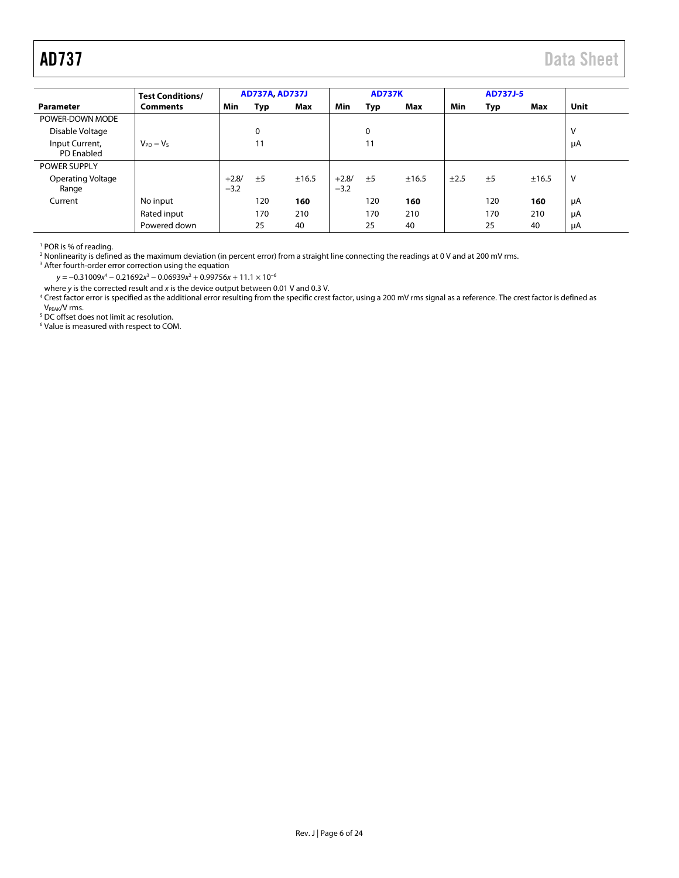| Parameter | Test Conditions/ Comments | AD737A, AD737J | | | AD737K | | | AD737J-5 | | | Unit |
|---|---|---|---|---|---|---|---|---|---|---|---|
| | | Min | Typ | Max | Min | Typ | Max | Min | Typ | Max | |
| POWER-DOWN MODE | | | | | | | | | | | |
| Disable Voltage | | | 0 | | | 0 | | | | | V |
| Input Current, PD Enabled | $V_{PD} = V_S$ | | 11 | | | 11 | | | | | μA |
| POWER SUPPLY | | | | | | | | | | | |
| Operating Voltage Range | | +2.8/ −3.2 | ±5 | ±16.5 | +2.8/ −3.2 | ±5 | ±16.5 | ±2.5 | ±5 | ±16.5 | V |
| Current | No input | | 120 | **160** | | 120 | **160** | | 120 | **160** | μA |
| | Rated input | | 170 | 210 | | 170 | 210 | | 170 | 210 | μA |
| | Powered down | | 25 | 40 | | 25 | 40 | | 25 | 40 | μA |

[1] POR is % of reading.

[2] Nonlinearity is defined as the maximum deviation (in percent error) from a straight line connecting the readings at 0 V and at 200 mV rms.

[3] After fourth-order error correction using the equation

$$y = -0.31009x^4 - 0.21692x^3 - 0.06939x^2 + 0.99756x + 11.1 \times 10^{-6}$$

where $y$ is the corrected result and $x$ is the device output between 0.01 V and 0.3 V.

[4] Crest factor error is specified as the additional error resulting from the specific crest factor, using a 200 mV rms signal as a reference. The crest factor is defined as $V_{PEAK}$/V rms.

[5] DC offset does not limit ac resolution.

[6] Value is measured with respect to COM.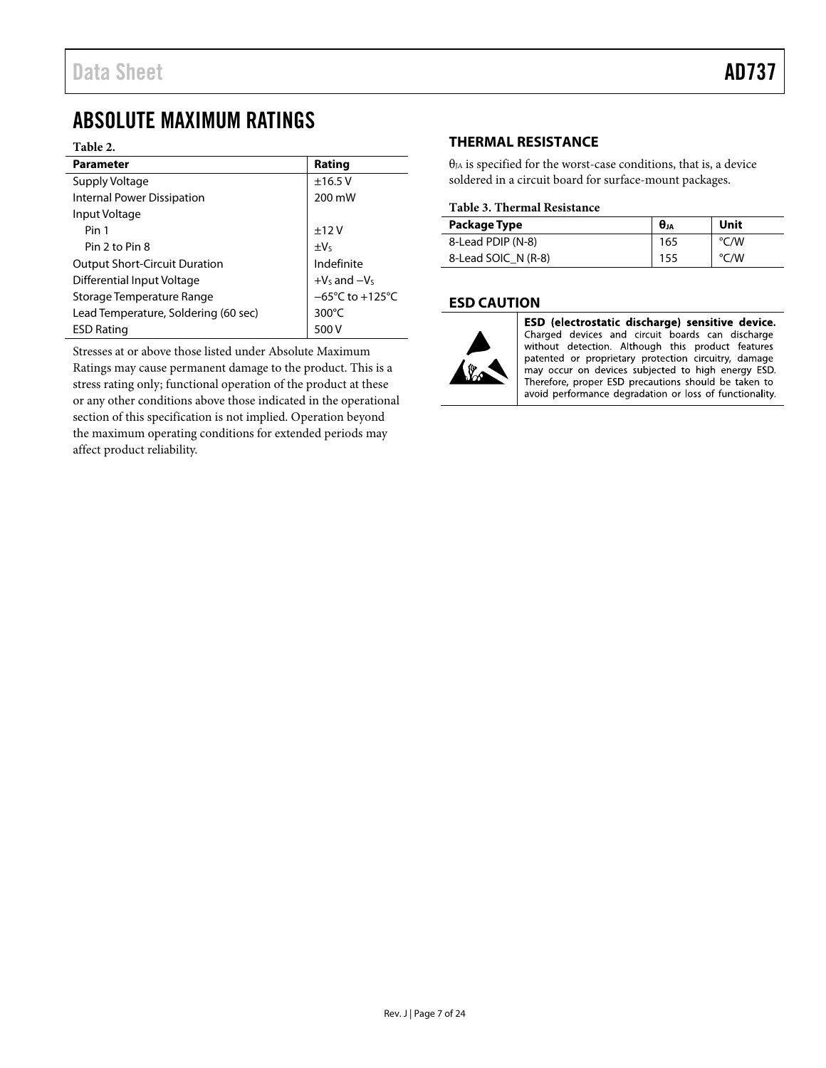# ABSOLUTE MAXIMUM RATINGS

**Table 2.**

| Parameter | Rating |
|---|---|
| Supply Voltage | ±16.5 V |
| Internal Power Dissipation | 200 mW |
| Input Voltage | |
| Pin 1 | ±12 V |
| Pin 2 to Pin 8 | $\pm V_S$ |
| Output Short-Circuit Duration | Indefinite |
| Differential Input Voltage | $+V_S$ and $-V_S$ |
| Storage Temperature Range | −65°C to +125°C |
| Lead Temperature, Soldering (60 sec) | 300°C |
| ESD Rating | 500 V |

Stresses at or above those listed under Absolute Maximum Ratings may cause permanent damage to the product. This is a stress rating only; functional operation of the product at these or any other conditions above those indicated in the operational section of this specification is not implied. Operation beyond the maximum operating conditions for extended periods may affect product reliability.

## THERMAL RESISTANCE

$\theta_{JA}$ is specified for the worst-case conditions, that is, a device soldered in a circuit board for surface-mount packages.

**Table 3. Thermal Resistance**

| Package Type | $\theta_{JA}$ | Unit |
|---|---|---|
| 8-Lead PDIP (N-8) | 165 | °C/W |
| 8-Lead SOIC_N (R-8) | 155 | °C/W |

## ESD CAUTION

**ESD (electrostatic discharge) sensitive device.** Charged devices and circuit boards can discharge without detection. Although this product features patented or proprietary protection circuitry, damage may occur on devices subjected to high energy ESD. Therefore, proper ESD precautions should be taken to avoid performance degradation or loss of functionality.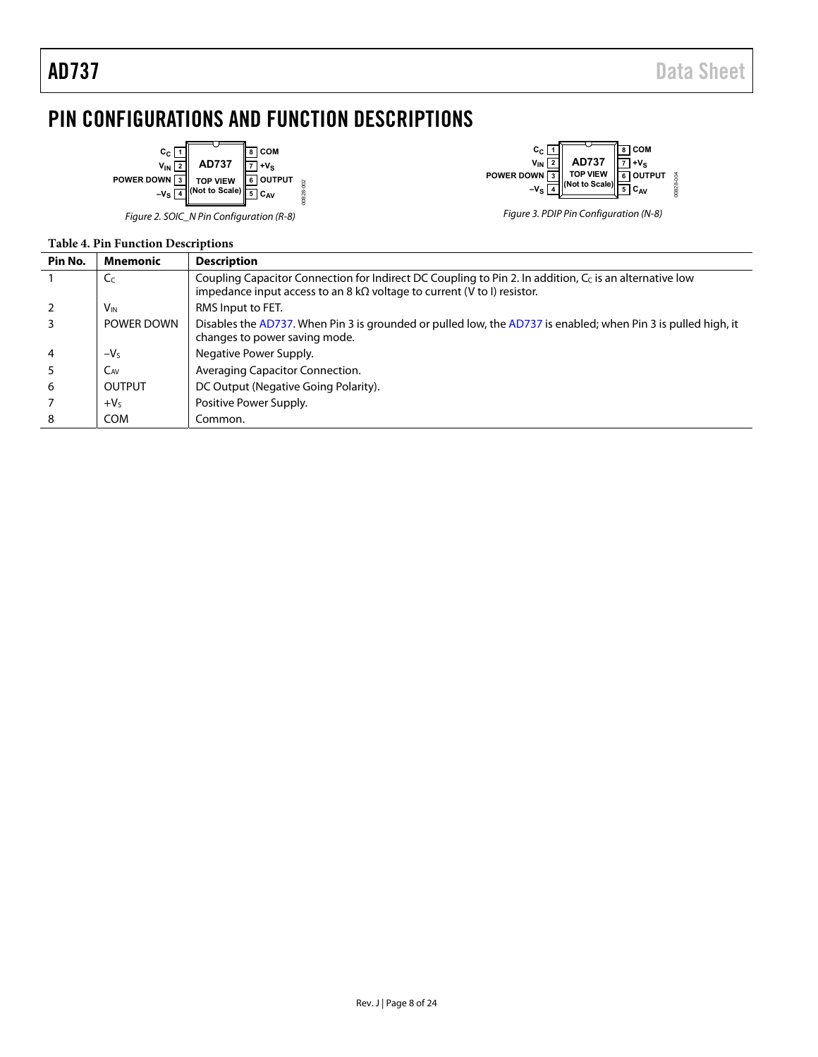# PIN CONFIGURATIONS AND FUNCTION DESCRIPTIONS

*Figure 2. SOIC_N Pin Configuration (R-8)*

*Figure 3. PDIP Pin Configuration (N-8)*

**Table 4. Pin Function Descriptions**

| Pin No. | Mnemonic | Description |
|---|---|---|
| 1 | $C_C$ | Coupling Capacitor Connection for Indirect DC Coupling to Pin 2. In addition, $C_C$ is an alternative low impedance input access to an 8 kΩ voltage to current (V to I) resistor. |
| 2 | $V_{IN}$ | RMS Input to FET. |
| 3 | POWER DOWN | Disables the AD737. When Pin 3 is grounded or pulled low, the AD737 is enabled; when Pin 3 is pulled high, it changes to power saving mode. |
| 4 | $-V_S$ | Negative Power Supply. |
| 5 | $C_{AV}$ | Averaging Capacitor Connection. |
| 6 | OUTPUT | DC Output (Negative Going Polarity). |
| 7 | $+V_S$ | Positive Power Supply. |
| 8 | COM | Common. |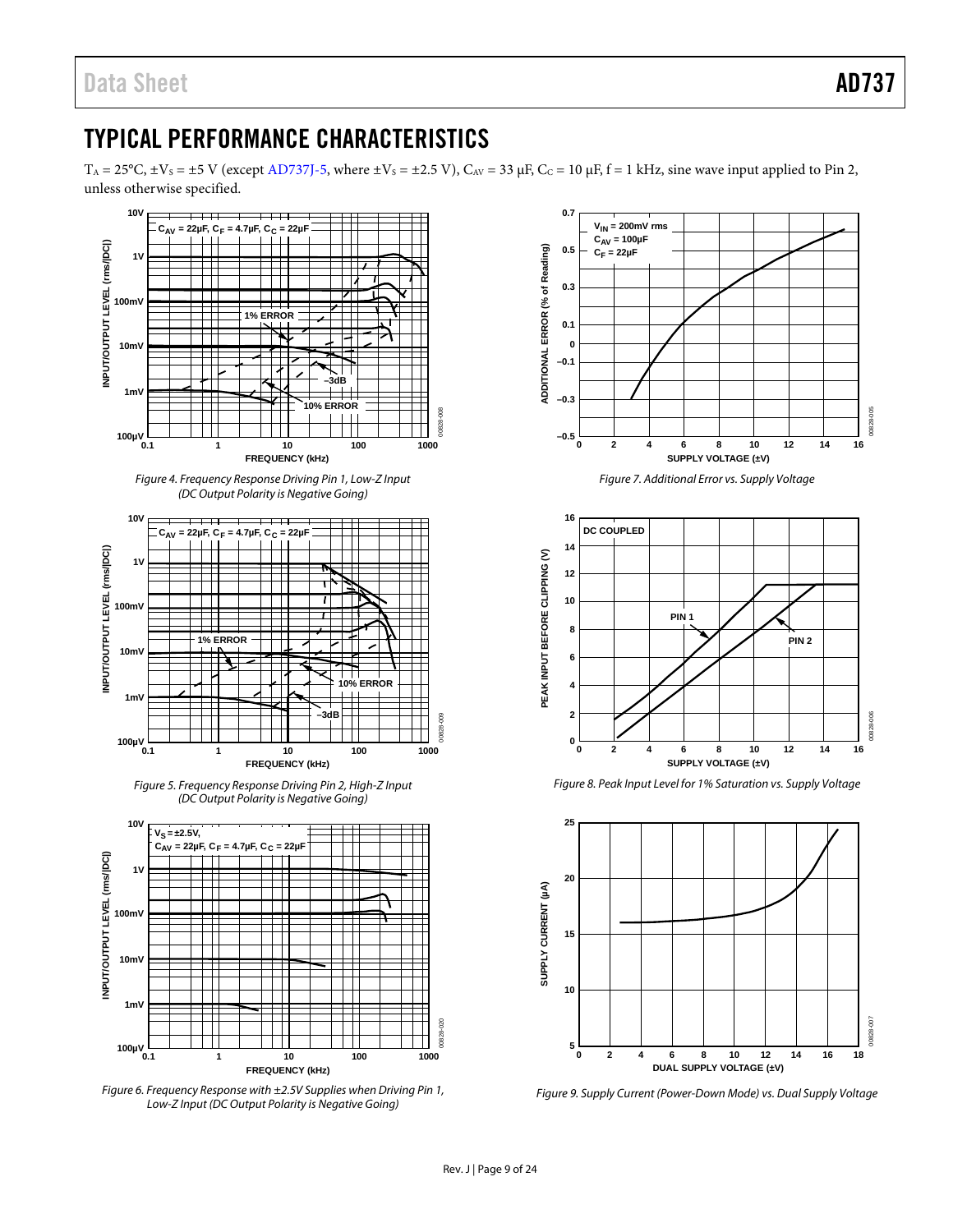# TYPICAL PERFORMANCE CHARACTERISTICS

$T_A = 25°C$, $\pm V_S = \pm 5$ V (except AD737J-5, where $\pm V_S = \pm 2.5$ V), $C_{AV} = 33$ µF, $C_C = 10$ µF, f = 1 kHz, sine wave input applied to Pin 2, unless otherwise specified.

*Figure 4. Frequency Response Driving Pin 1, Low-Z Input (DC Output Polarity is Negative Going)*

*Figure 5. Frequency Response Driving Pin 2, High-Z Input (DC Output Polarity is Negative Going)*

*Figure 6. Frequency Response with ±2.5V Supplies when Driving Pin 1, Low-Z Input (DC Output Polarity is Negative Going)*

*Figure 7. Additional Error vs. Supply Voltage*

*Figure 8. Peak Input Level for 1% Saturation vs. Supply Voltage*

*Figure 9. Supply Current (Power-Down Mode) vs. Dual Supply Voltage*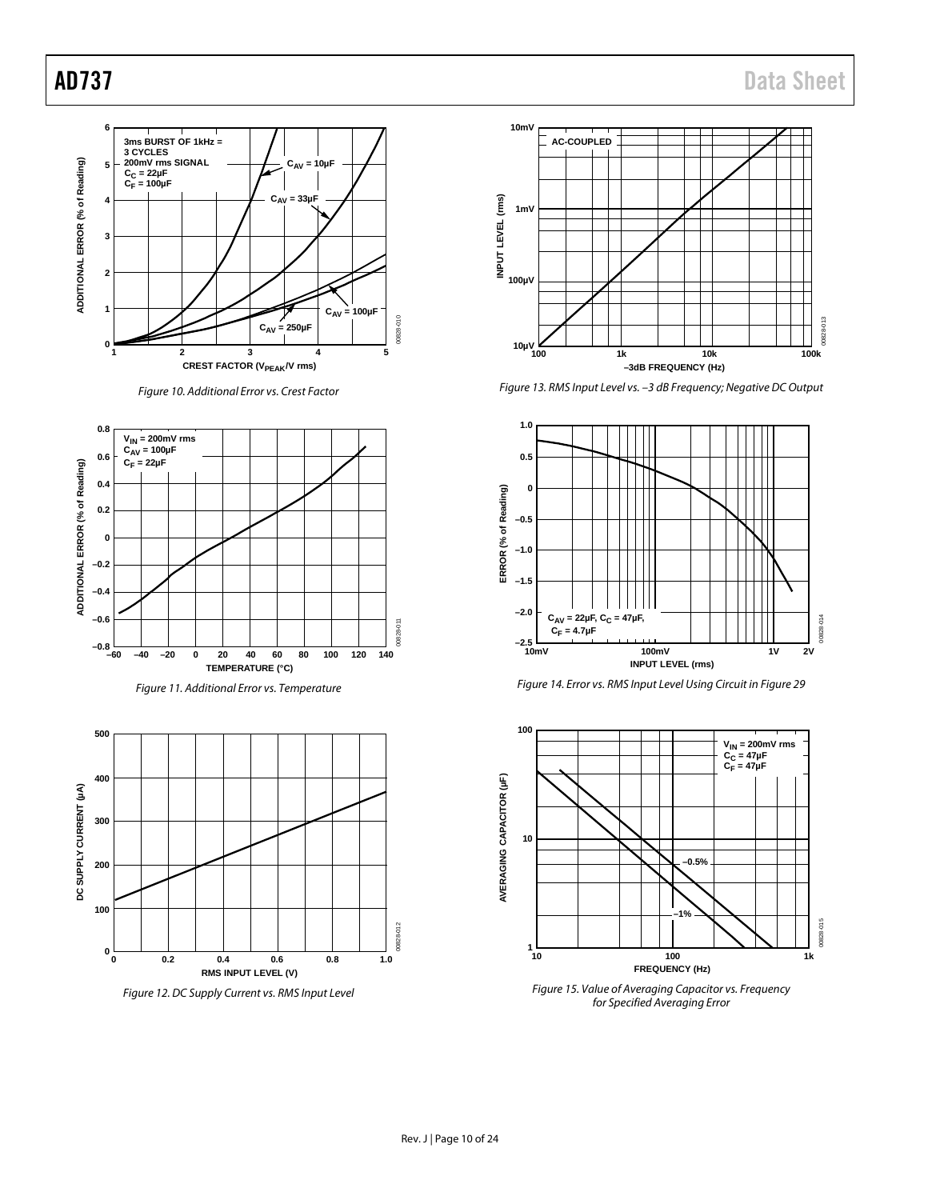Figure 10. Additional Error vs. Crest Factor

Figure 11. Additional Error vs. Temperature

Figure 12. DC Supply Current vs. RMS Input Level

Figure 13. RMS Input Level vs. −3 dB Frequency; Negative DC Output

Figure 14. Error vs. RMS Input Level Using Circuit in Figure 29

Figure 15. Value of Averaging Capacitor vs. Frequency for Specified Averaging Error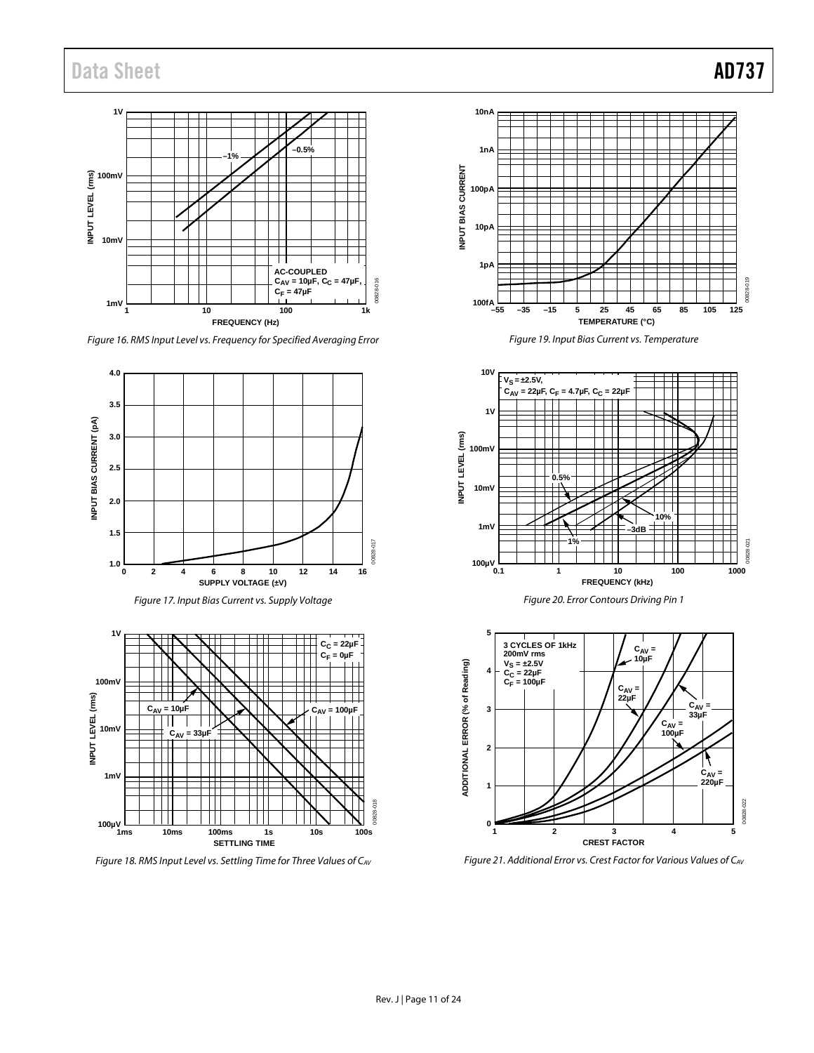Figure 16. RMS Input Level vs. Frequency for Specified Averaging Error

Figure 17. Input Bias Current vs. Supply Voltage

Figure 18. RMS Input Level vs. Settling Time for Three Values of $C_{AV}$

Figure 19. Input Bias Current vs. Temperature

Figure 20. Error Contours Driving Pin 1

Figure 21. Additional Error vs. Crest Factor for Various Values of $C_{AV}$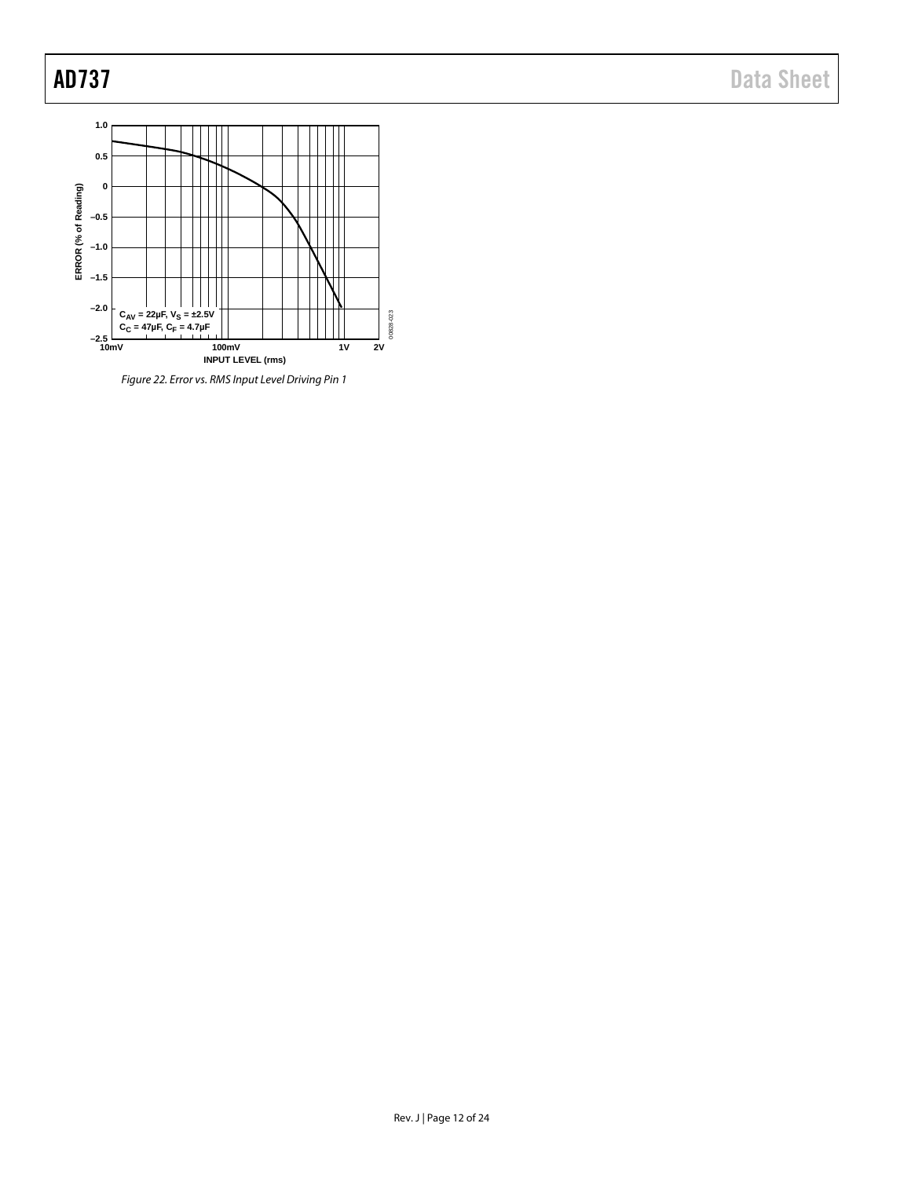Figure 22. Error vs. RMS Input Level Driving Pin 1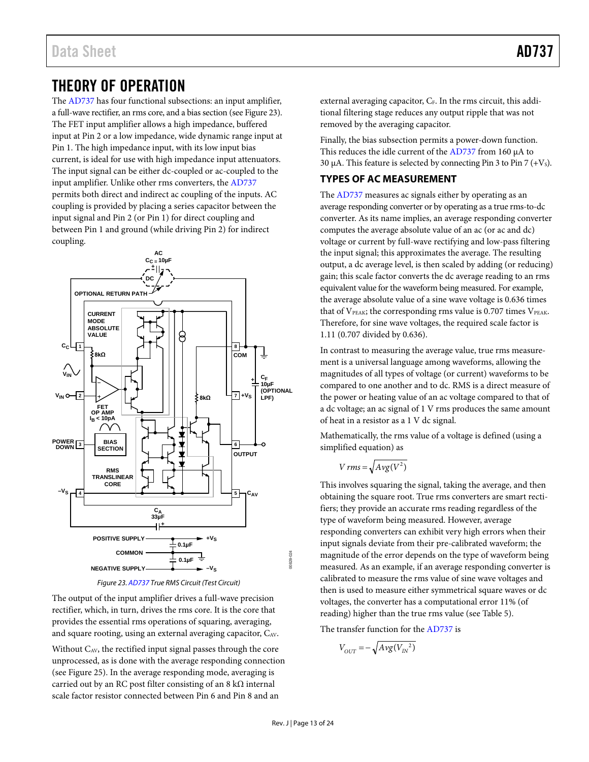# THEORY OF OPERATION

The AD737 has four functional subsections: an input amplifier, a full-wave rectifier, an rms core, and a bias section (see Figure 23). The FET input amplifier allows a high impedance, buffered input at Pin 2 or a low impedance, wide dynamic range input at Pin 1. The high impedance input, with its low input bias current, is ideal for use with high impedance input attenuators. The input signal can be either dc-coupled or ac-coupled to the input amplifier. Unlike other rms converters, the AD737 permits both direct and indirect ac coupling of the inputs. AC coupling is provided by placing a series capacitor between the input signal and Pin 2 (or Pin 1) for direct coupling and between Pin 1 and ground (while driving Pin 2) for indirect coupling.

*Figure 23. AD737 True RMS Circuit (Test Circuit)*

The output of the input amplifier drives a full-wave precision rectifier, which, in turn, drives the rms core. It is the core that provides the essential rms operations of squaring, averaging, and square rooting, using an external averaging capacitor, $C_{AV}$.

Without $C_{AV}$, the rectified input signal passes through the core unprocessed, as is done with the average responding connection (see Figure 25). In the average responding mode, averaging is carried out by an RC post filter consisting of an 8 kΩ internal scale factor resistor connected between Pin 6 and Pin 8 and an external averaging capacitor, $C_F$. In the rms circuit, this additional filtering stage reduces any output ripple that was not removed by the averaging capacitor.

Finally, the bias subsection permits a power-down function. This reduces the idle current of the AD737 from 160 µA to 30 µA. This feature is selected by connecting Pin 3 to Pin 7 ($+V_S$).

## TYPES OF AC MEASUREMENT

The AD737 measures ac signals either by operating as an average responding converter or by operating as a true rms-to-dc converter. As its name implies, an average responding converter computes the average absolute value of an ac (or ac and dc) voltage or current by full-wave rectifying and low-pass filtering the input signal; this approximates the average. The resulting output, a dc average level, is then scaled by adding (or reducing) gain; this scale factor converts the dc average reading to an rms equivalent value for the waveform being measured. For example, the average absolute value of a sine wave voltage is 0.636 times that of $V_{PEAK}$; the corresponding rms value is 0.707 times $V_{PEAK}$. Therefore, for sine wave voltages, the required scale factor is 1.11 (0.707 divided by 0.636).

In contrast to measuring the average value, true rms measurement is a universal language among waveforms, allowing the magnitudes of all types of voltage (or current) waveforms to be compared to one another and to dc. RMS is a direct measure of the power or heating value of an ac voltage compared to that of a dc voltage; an ac signal of 1 V rms produces the same amount of heat in a resistor as a 1 V dc signal.

Mathematically, the rms value of a voltage is defined (using a simplified equation) as

$$V\,rms = \sqrt{Avg(V^2)}$$

This involves squaring the signal, taking the average, and then obtaining the square root. True rms converters are smart rectifiers; they provide an accurate rms reading regardless of the type of waveform being measured. However, average responding converters can exhibit very high errors when their input signals deviate from their pre-calibrated waveform; the magnitude of the error depends on the type of waveform being measured. As an example, if an average responding converter is calibrated to measure the rms value of sine wave voltages and then is used to measure either symmetrical square waves or dc voltages, the converter has a computational error 11% (of reading) higher than the true rms value (see Table 5).

The transfer function for the AD737 is

$$V_{OUT} = -\sqrt{Avg(V_{IN}{}^2)}$$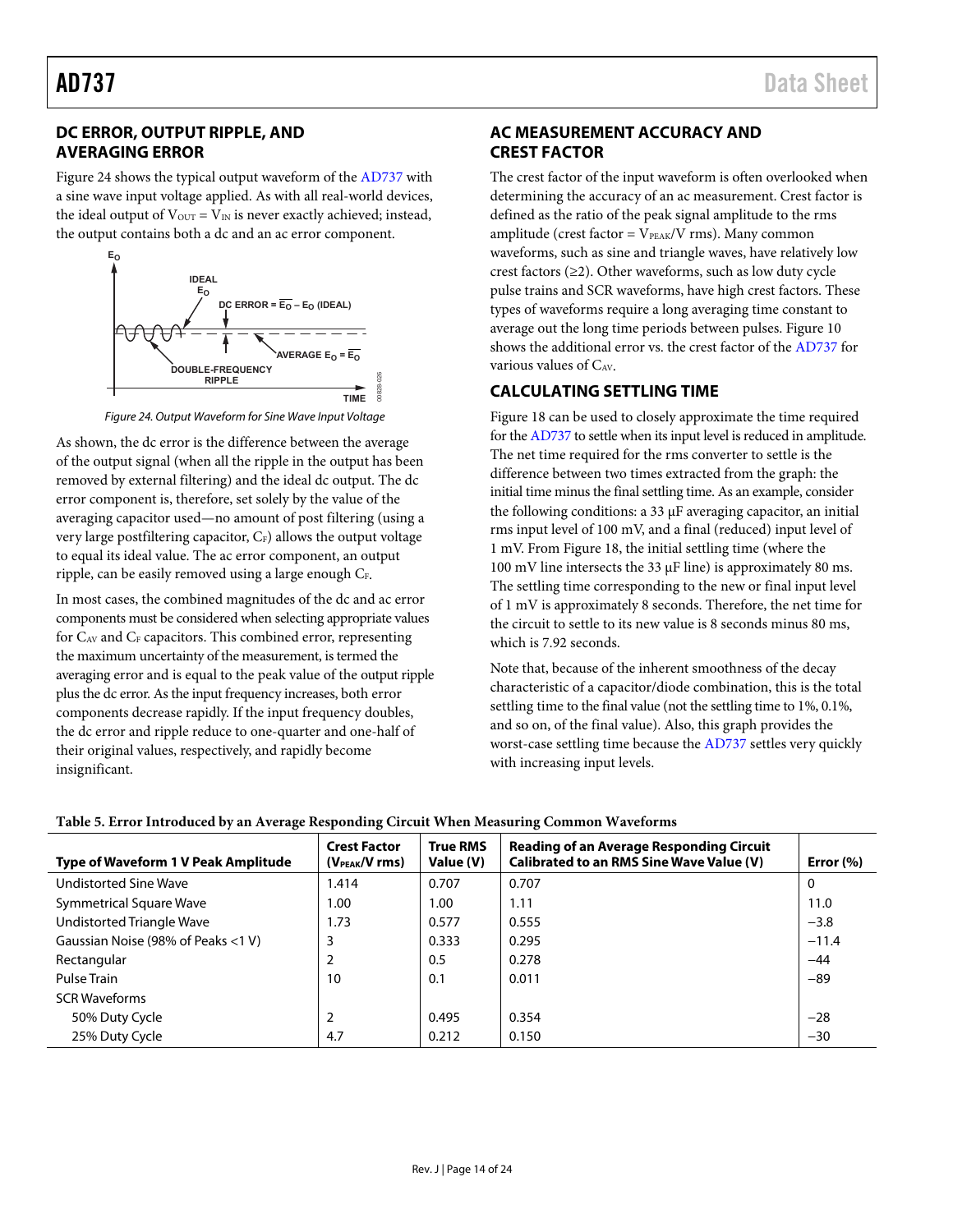## DC ERROR, OUTPUT RIPPLE, AND AVERAGING ERROR

Figure 24 shows the typical output waveform of the AD737 with a sine wave input voltage applied. As with all real-world devices, the ideal output of $V_{OUT} = V_{IN}$ is never exactly achieved; instead, the output contains both a dc and an ac error component.

Figure 24. Output Waveform for Sine Wave Input Voltage

As shown, the dc error is the difference between the average of the output signal (when all the ripple in the output has been removed by external filtering) and the ideal dc output. The dc error component is, therefore, set solely by the value of the averaging capacitor used—no amount of post filtering (using a very large postfiltering capacitor, $C_F$) allows the output voltage to equal its ideal value. The ac error component, an output ripple, can be easily removed using a large enough $C_F$.

In most cases, the combined magnitudes of the dc and ac error components must be considered when selecting appropriate values for $C_{AV}$ and $C_F$ capacitors. This combined error, representing the maximum uncertainty of the measurement, is termed the averaging error and is equal to the peak value of the output ripple plus the dc error. As the input frequency increases, both error components decrease rapidly. If the input frequency doubles, the dc error and ripple reduce to one-quarter and one-half of their original values, respectively, and rapidly become insignificant.

## AC MEASUREMENT ACCURACY AND CREST FACTOR

The crest factor of the input waveform is often overlooked when determining the accuracy of an ac measurement. Crest factor is defined as the ratio of the peak signal amplitude to the rms amplitude (crest factor = $V_{PEAK}$/V rms). Many common waveforms, such as sine and triangle waves, have relatively low crest factors (≥2). Other waveforms, such as low duty cycle pulse trains and SCR waveforms, have high crest factors. These types of waveforms require a long averaging time constant to average out the long time periods between pulses. Figure 10 shows the additional error vs. the crest factor of the AD737 for various values of $C_{AV}$.

## CALCULATING SETTLING TIME

Figure 18 can be used to closely approximate the time required for the AD737 to settle when its input level is reduced in amplitude. The net time required for the rms converter to settle is the difference between two times extracted from the graph: the initial time minus the final settling time. As an example, consider the following conditions: a 33 μF averaging capacitor, an initial rms input level of 100 mV, and a final (reduced) input level of 1 mV. From Figure 18, the initial settling time (where the 100 mV line intersects the 33 μF line) is approximately 80 ms. The settling time corresponding to the new or final input level of 1 mV is approximately 8 seconds. Therefore, the net time for the circuit to settle to its new value is 8 seconds minus 80 ms, which is 7.92 seconds.

Note that, because of the inherent smoothness of the decay characteristic of a capacitor/diode combination, this is the total settling time to the final value (not the settling time to 1%, 0.1%, and so on, of the final value). Also, this graph provides the worst-case settling time because the AD737 settles very quickly with increasing input levels.

**Table 5. Error Introduced by an Average Responding Circuit When Measuring Common Waveforms**

| Type of Waveform 1 V Peak Amplitude | Crest Factor ($V_{PEAK}$/V rms) | True RMS Value (V) | Reading of an Average Responding Circuit Calibrated to an RMS Sine Wave Value (V) | Error (%) |
|---|---|---|---|---|
| Undistorted Sine Wave | 1.414 | 0.707 | 0.707 | 0 |
| Symmetrical Square Wave | 1.00 | 1.00 | 1.11 | 11.0 |
| Undistorted Triangle Wave | 1.73 | 0.577 | 0.555 | −3.8 |
| Gaussian Noise (98% of Peaks <1 V) | 3 | 0.333 | 0.295 | −11.4 |
| Rectangular | 2 | 0.5 | 0.278 | −44 |
| Pulse Train | 10 | 0.1 | 0.011 | −89 |
| SCR Waveforms | | | | |
| 50% Duty Cycle | 2 | 0.495 | 0.354 | −28 |
| 25% Duty Cycle | 4.7 | 0.212 | 0.150 | −30 |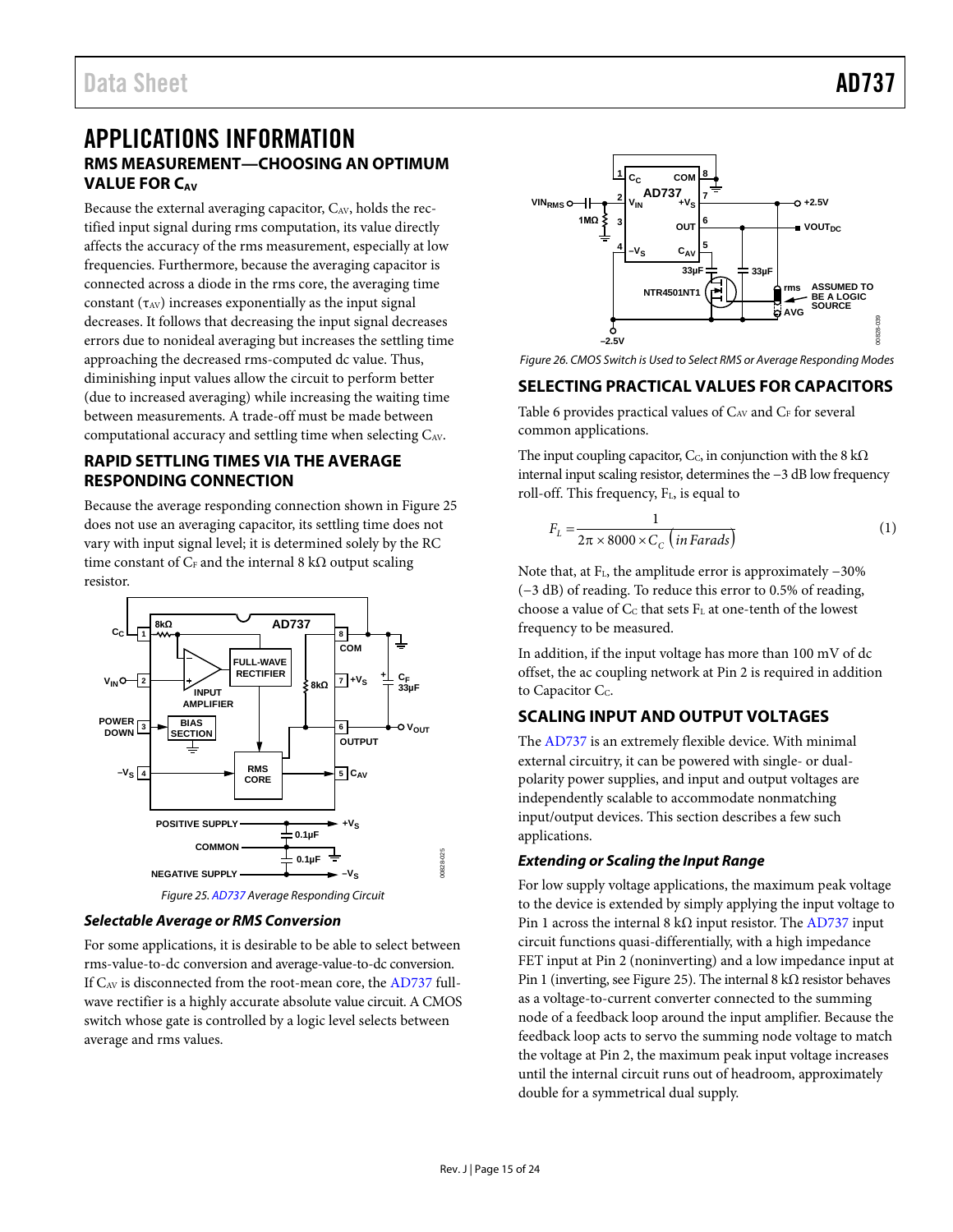# APPLICATIONS INFORMATION

## RMS MEASUREMENT—CHOOSING AN OPTIMUM VALUE FOR $C_{AV}$

Because the external averaging capacitor, $C_{AV}$, holds the rectified input signal during rms computation, its value directly affects the accuracy of the rms measurement, especially at low frequencies. Furthermore, because the averaging capacitor is connected across a diode in the rms core, the averaging time constant ($\tau_{AV}$) increases exponentially as the input signal decreases. It follows that decreasing the input signal decreases errors due to nonideal averaging but increases the settling time approaching the decreased rms-computed dc value. Thus, diminishing input values allow the circuit to perform better (due to increased averaging) while increasing the waiting time between measurements. A trade-off must be made between computational accuracy and settling time when selecting $C_{AV}$.

## RAPID SETTLING TIMES VIA THE AVERAGE RESPONDING CONNECTION

Because the average responding connection shown in Figure 25 does not use an averaging capacitor, its settling time does not vary with input signal level; it is determined solely by the RC time constant of $C_F$ and the internal 8 kΩ output scaling resistor.

Figure 25. AD737 Average Responding Circuit

### Selectable Average or RMS Conversion

For some applications, it is desirable to be able to select between rms-value-to-dc conversion and average-value-to-dc conversion. If $C_{AV}$ is disconnected from the root-mean core, the AD737 full-wave rectifier is a highly accurate absolute value circuit. A CMOS switch whose gate is controlled by a logic level selects between average and rms values.

Figure 26. CMOS Switch is Used to Select RMS or Average Responding Modes

## SELECTING PRACTICAL VALUES FOR CAPACITORS

Table 6 provides practical values of $C_{AV}$ and $C_F$ for several common applications.

The input coupling capacitor, $C_C$, in conjunction with the 8 kΩ internal input scaling resistor, determines the −3 dB low frequency roll-off. This frequency, $F_L$, is equal to

$$F_L = \frac{1}{2\pi \times 8000 \times C_C \ (in\ Farads)} \tag{1}$$

Note that, at $F_L$, the amplitude error is approximately −30% (−3 dB) of reading. To reduce this error to 0.5% of reading, choose a value of $C_C$ that sets $F_L$ at one-tenth of the lowest frequency to be measured.

In addition, if the input voltage has more than 100 mV of dc offset, the ac coupling network at Pin 2 is required in addition to Capacitor $C_C$.

## SCALING INPUT AND OUTPUT VOLTAGES

The AD737 is an extremely flexible device. With minimal external circuitry, it can be powered with single- or dual-polarity power supplies, and input and output voltages are independently scalable to accommodate nonmatching input/output devices. This section describes a few such applications.

### Extending or Scaling the Input Range

For low supply voltage applications, the maximum peak voltage to the device is extended by simply applying the input voltage to Pin 1 across the internal 8 kΩ input resistor. The AD737 input circuit functions quasi-differentially, with a high impedance FET input at Pin 2 (noninverting) and a low impedance input at Pin 1 (inverting, see Figure 25). The internal 8 kΩ resistor behaves as a voltage-to-current converter connected to the summing node of a feedback loop around the input amplifier. Because the feedback loop acts to servo the summing node voltage to match the voltage at Pin 2, the maximum peak input voltage increases until the internal circuit runs out of headroom, approximately double for a symmetrical dual supply.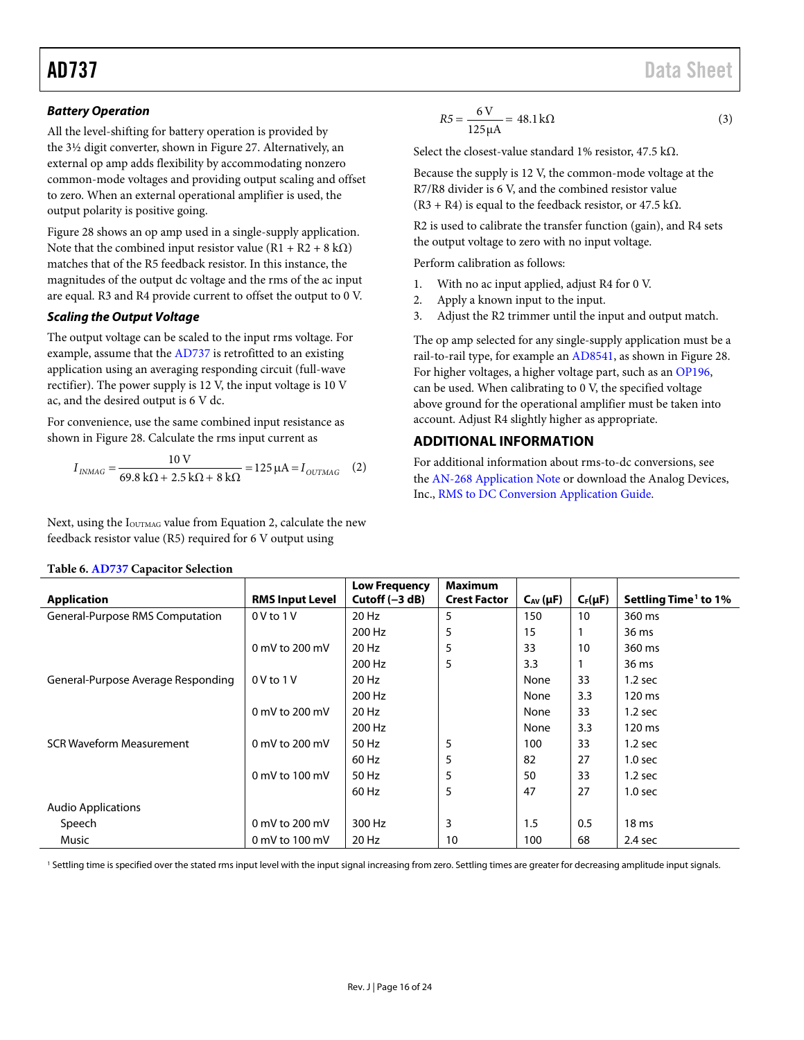### Battery Operation

All the level-shifting for battery operation is provided by the 3½ digit converter, shown in Figure 27. Alternatively, an external op amp adds flexibility by accommodating nonzero common-mode voltages and providing output scaling and offset to zero. When an external operational amplifier is used, the output polarity is positive going.

Figure 28 shows an op amp used in a single-supply application. Note that the combined input resistor value (R1 + R2 + 8 kΩ) matches that of the R5 feedback resistor. In this instance, the magnitudes of the output dc voltage and the rms of the ac input are equal. R3 and R4 provide current to offset the output to 0 V.

### Scaling the Output Voltage

The output voltage can be scaled to the input rms voltage. For example, assume that the AD737 is retrofitted to an existing application using an averaging responding circuit (full-wave rectifier). The power supply is 12 V, the input voltage is 10 V ac, and the desired output is 6 V dc.

For convenience, use the same combined input resistance as shown in Figure 28. Calculate the rms input current as

$$I_{INMAG} = \frac{10\text{ V}}{69.8\text{ k}\Omega + 2.5\text{ k}\Omega + 8\text{ k}\Omega} = 125\text{ µA} = I_{OUTMAG} \quad (2)$$

Next, using the $I_{OUTMAG}$ value from Equation 2, calculate the new feedback resistor value (R5) required for 6 V output using

$$R5 = \frac{6\text{ V}}{125\text{ µA}} = 48.1\text{ k}\Omega \quad (3)$$

Select the closest-value standard 1% resistor, 47.5 kΩ.

Because the supply is 12 V, the common-mode voltage at the R7/R8 divider is 6 V, and the combined resistor value (R3 + R4) is equal to the feedback resistor, or 47.5 kΩ.

R2 is used to calibrate the transfer function (gain), and R4 sets the output voltage to zero with no input voltage.

Perform calibration as follows:

1. With no ac input applied, adjust R4 for 0 V.
2. Apply a known input to the input.
3. Adjust the R2 trimmer until the input and output match.

The op amp selected for any single-supply application must be a rail-to-rail type, for example an AD8541, as shown in Figure 28. For higher voltages, a higher voltage part, such as an OP196, can be used. When calibrating to 0 V, the specified voltage above ground for the operational amplifier must be taken into account. Adjust R4 slightly higher as appropriate.

## ADDITIONAL INFORMATION

For additional information about rms-to-dc conversions, see the AN-268 Application Note or download the Analog Devices, Inc., RMS to DC Conversion Application Guide.

**Table 6. AD737 Capacitor Selection**

| Application | RMS Input Level | Low Frequency Cutoff (−3 dB) | Maximum Crest Factor | $C_{AV}$ (µF) | $C_F$(µF) | Settling Time[1] to 1% |
|---|---|---|---|---|---|---|
| General-Purpose RMS Computation | 0 V to 1 V | 20 Hz | 5 | 150 | 10 | 360 ms |
| | | 200 Hz | 5 | 15 | 1 | 36 ms |
| | 0 mV to 200 mV | 20 Hz | 5 | 33 | 10 | 360 ms |
| | | 200 Hz | 5 | 3.3 | 1 | 36 ms |
| General-Purpose Average Responding | 0 V to 1 V | 20 Hz | | None | 33 | 1.2 sec |
| | | 200 Hz | | None | 3.3 | 120 ms |
| | 0 mV to 200 mV | 20 Hz | | None | 33 | 1.2 sec |
| | | 200 Hz | | None | 3.3 | 120 ms |
| SCR Waveform Measurement | 0 mV to 200 mV | 50 Hz | 5 | 100 | 33 | 1.2 sec |
| | | 60 Hz | 5 | 82 | 27 | 1.0 sec |
| | 0 mV to 100 mV | 50 Hz | 5 | 50 | 33 | 1.2 sec |
| | | 60 Hz | 5 | 47 | 27 | 1.0 sec |
| Audio Applications | | | | | | |
| Speech | 0 mV to 200 mV | 300 Hz | 3 | 1.5 | 0.5 | 18 ms |
| Music | 0 mV to 100 mV | 20 Hz | 10 | 100 | 68 | 2.4 sec |

[1] Settling time is specified over the stated rms input level with the input signal increasing from zero. Settling times are greater for decreasing amplitude input signals.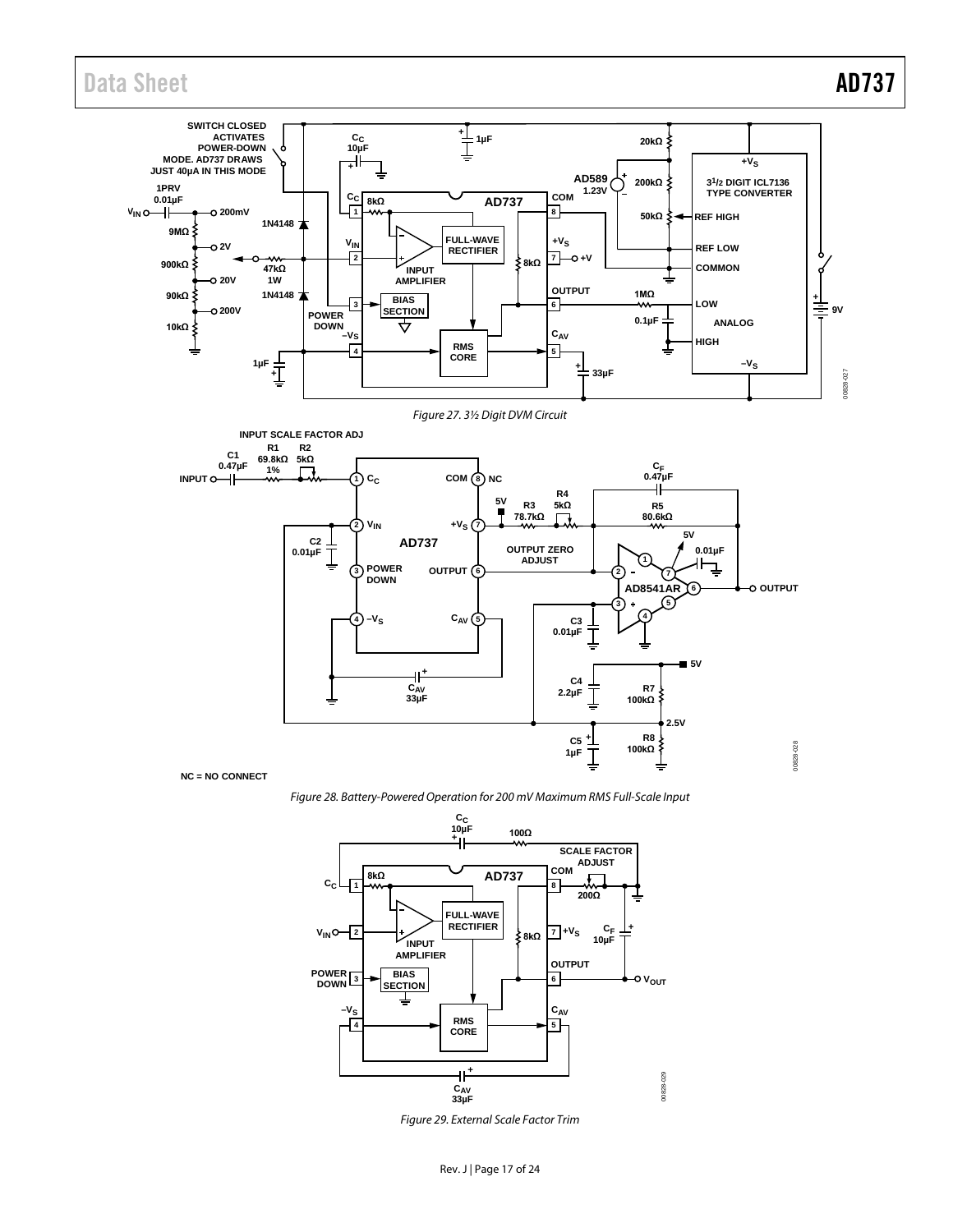Figure 27. 3½ Digit DVM Circuit

Figure 28. Battery-Powered Operation for 200 mV Maximum RMS Full-Scale Input

Figure 29. External Scale Factor Trim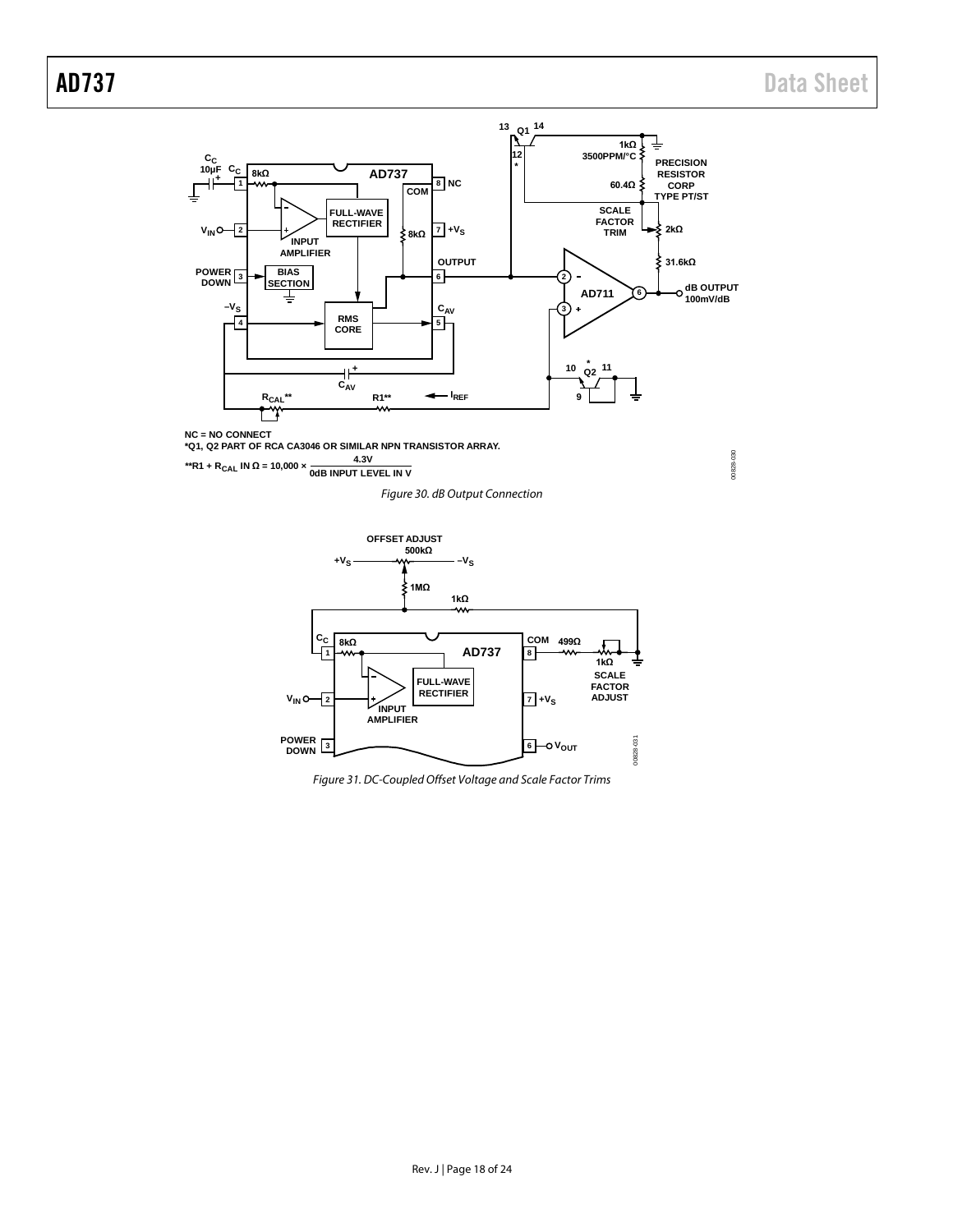NC = NO CONNECT
*Q1, Q2 PART OF RCA CA3046 OR SIMILAR NPN TRANSISTOR ARRAY.
$$^{**}R1 + R_{CAL} \text{ IN } \Omega = 10{,}000 \times \frac{4.3\text{V}}{\text{0dB INPUT LEVEL IN V}}$$

*Figure 30. dB Output Connection*

*Figure 31. DC-Coupled Offset Voltage and Scale Factor Trims*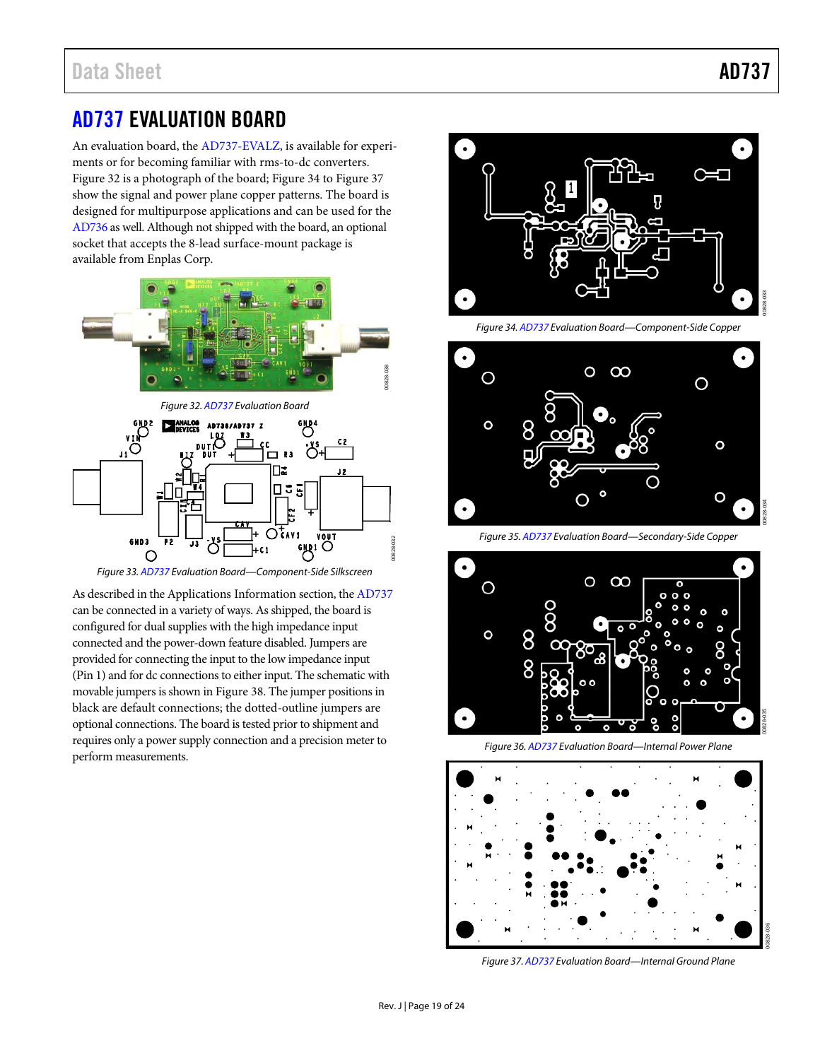# AD737 EVALUATION BOARD

An evaluation board, the AD737-EVALZ, is available for experiments or for becoming familiar with rms-to-dc converters. Figure 32 is a photograph of the board; Figure 34 to Figure 37 show the signal and power plane copper patterns. The board is designed for multipurpose applications and can be used for the AD736 as well. Although not shipped with the board, an optional socket that accepts the 8-lead surface-mount package is available from Enplas Corp.

*Figure 32. AD737 Evaluation Board*

*Figure 33. AD737 Evaluation Board—Component-Side Silkscreen*

As described in the Applications Information section, the AD737 can be connected in a variety of ways. As shipped, the board is configured for dual supplies with the high impedance input connected and the power-down feature disabled. Jumpers are provided for connecting the input to the low impedance input (Pin 1) and for dc connections to either input. The schematic with movable jumpers is shown in Figure 38. The jumper positions in black are default connections; the dotted-outline jumpers are optional connections. The board is tested prior to shipment and requires only a power supply connection and a precision meter to perform measurements.

*Figure 34. AD737 Evaluation Board—Component-Side Copper*

*Figure 35. AD737 Evaluation Board—Secondary-Side Copper*

*Figure 36. AD737 Evaluation Board—Internal Power Plane*

*Figure 37. AD737 Evaluation Board—Internal Ground Plane*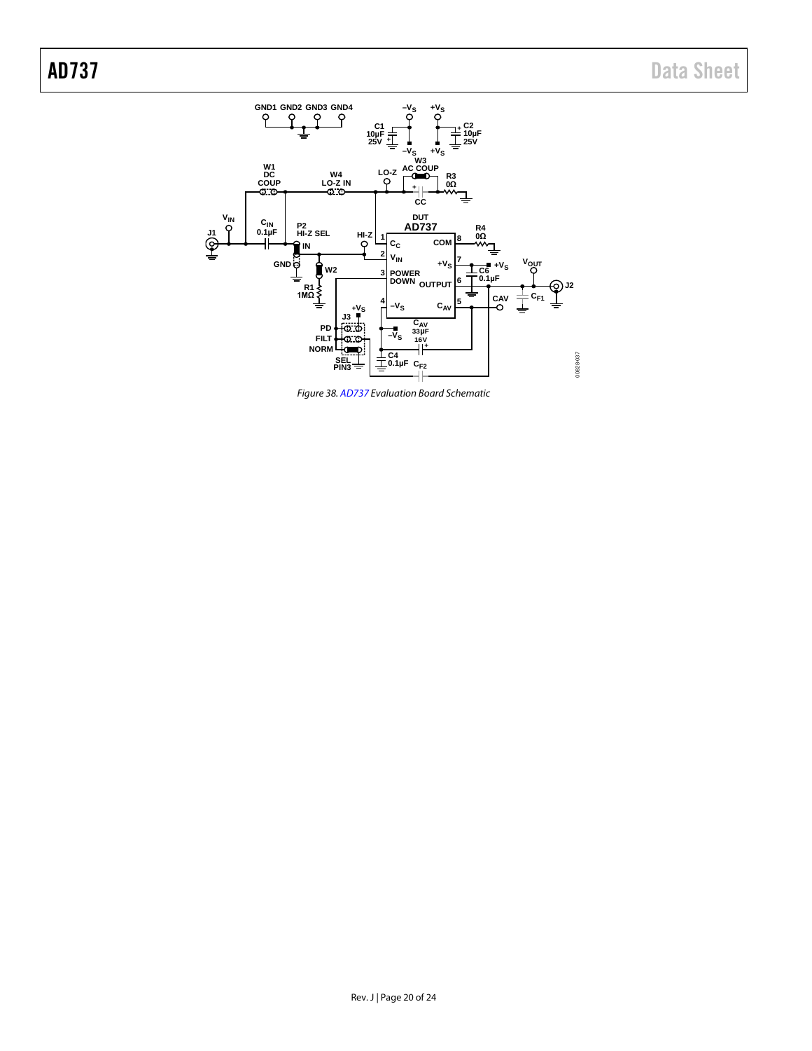Figure 38. AD737 Evaluation Board Schematic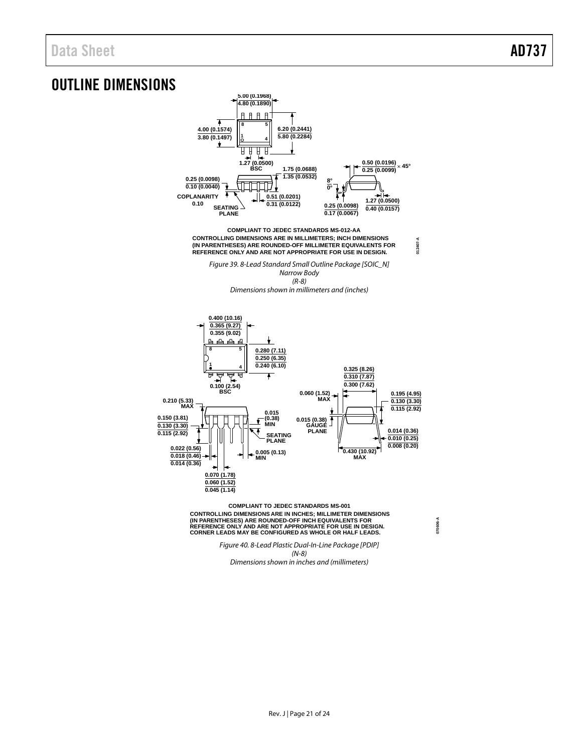# OUTLINE DIMENSIONS

COMPLIANT TO JEDEC STANDARDS MS-012-AA

CONTROLLING DIMENSIONS ARE IN MILLIMETERS; INCH DIMENSIONS (IN PARENTHESES) ARE ROUNDED-OFF MILLIMETER EQUIVALENTS FOR REFERENCE ONLY AND ARE NOT APPROPRIATE FOR USE IN DESIGN.

*Figure 39. 8-Lead Standard Small Outline Package [SOIC_N]*
*Narrow Body*
*(R-8)*
*Dimensions shown in millimeters and (inches)*

COMPLIANT TO JEDEC STANDARDS MS-001

CONTROLLING DIMENSIONS ARE IN INCHES; MILLIMETER DIMENSIONS (IN PARENTHESES) ARE ROUNDED-OFF INCH EQUIVALENTS FOR REFERENCE ONLY AND ARE NOT APPROPRIATE FOR USE IN DESIGN. CORNER LEADS MAY BE CONFIGURED AS WHOLE OR HALF LEADS.

*Figure 40. 8-Lead Plastic Dual-In-Line Package [PDIP]*
*(N-8)*
*Dimensions shown in inches and (millimeters)*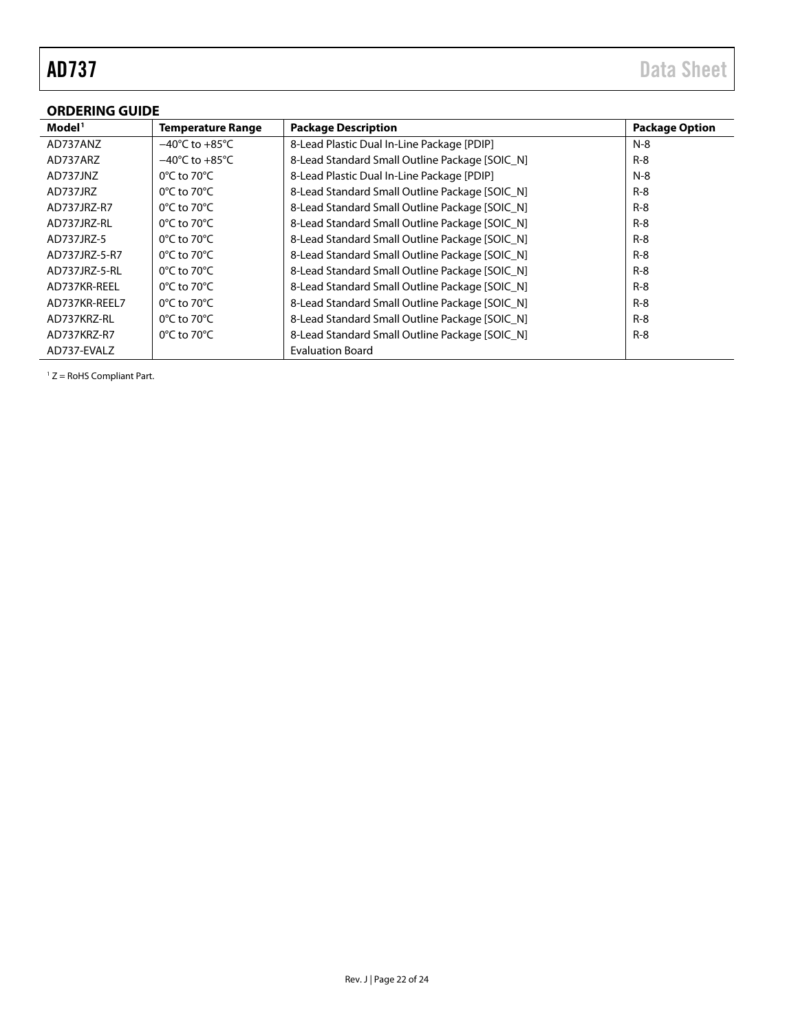## ORDERING GUIDE

| Model[1] | Temperature Range | Package Description | Package Option |
|---|---|---|---|
| AD737ANZ | −40°C to +85°C | 8-Lead Plastic Dual In-Line Package [PDIP] | N-8 |
| AD737ARZ | −40°C to +85°C | 8-Lead Standard Small Outline Package [SOIC_N] | R-8 |
| AD737JNZ | 0°C to 70°C | 8-Lead Plastic Dual In-Line Package [PDIP] | N-8 |
| AD737JRZ | 0°C to 70°C | 8-Lead Standard Small Outline Package [SOIC_N] | R-8 |
| AD737JRZ-R7 | 0°C to 70°C | 8-Lead Standard Small Outline Package [SOIC_N] | R-8 |
| AD737JRZ-RL | 0°C to 70°C | 8-Lead Standard Small Outline Package [SOIC_N] | R-8 |
| AD737JRZ-5 | 0°C to 70°C | 8-Lead Standard Small Outline Package [SOIC_N] | R-8 |
| AD737JRZ-5-R7 | 0°C to 70°C | 8-Lead Standard Small Outline Package [SOIC_N] | R-8 |
| AD737JRZ-5-RL | 0°C to 70°C | 8-Lead Standard Small Outline Package [SOIC_N] | R-8 |
| AD737KR-REEL | 0°C to 70°C | 8-Lead Standard Small Outline Package [SOIC_N] | R-8 |
| AD737KR-REEL7 | 0°C to 70°C | 8-Lead Standard Small Outline Package [SOIC_N] | R-8 |
| AD737KRZ-RL | 0°C to 70°C | 8-Lead Standard Small Outline Package [SOIC_N] | R-8 |
| AD737KRZ-R7 | 0°C to 70°C | 8-Lead Standard Small Outline Package [SOIC_N] | R-8 |
| AD737-EVALZ | | Evaluation Board | |

[1] Z = RoHS Compliant Part.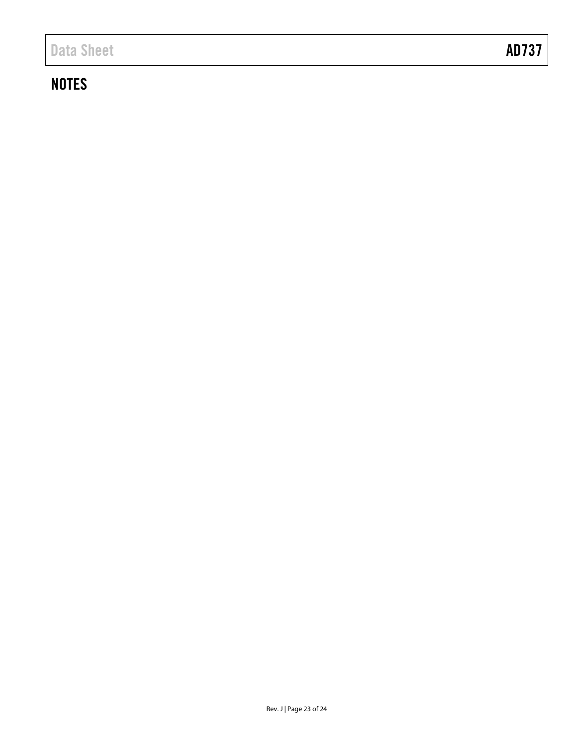## NOTES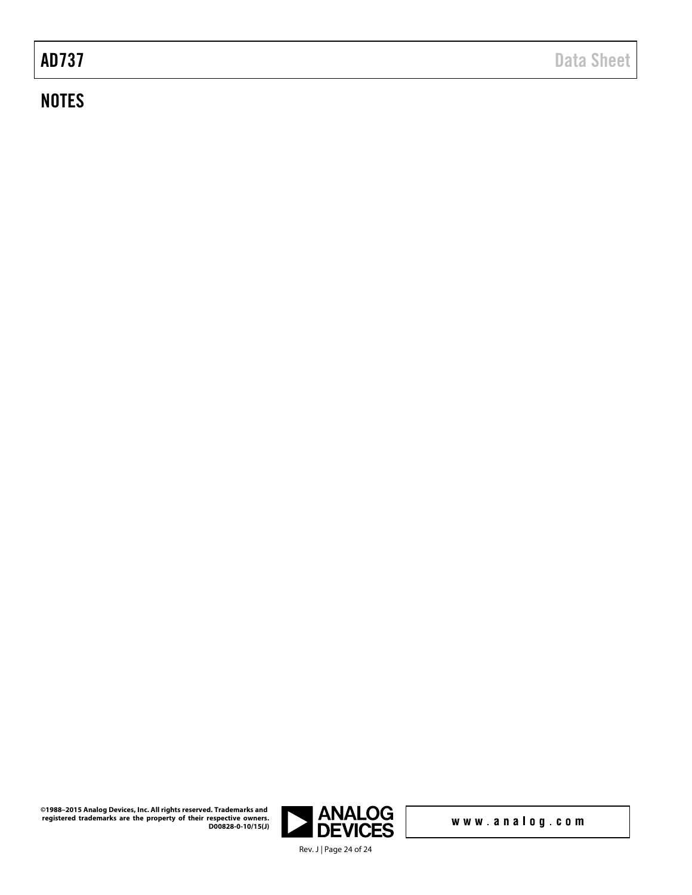## NOTES

©1988–2015 Analog Devices, Inc. All rights reserved. Trademarks and registered trademarks are the property of their respective owners.
D00828-0-10/15(J)

www.analog.com